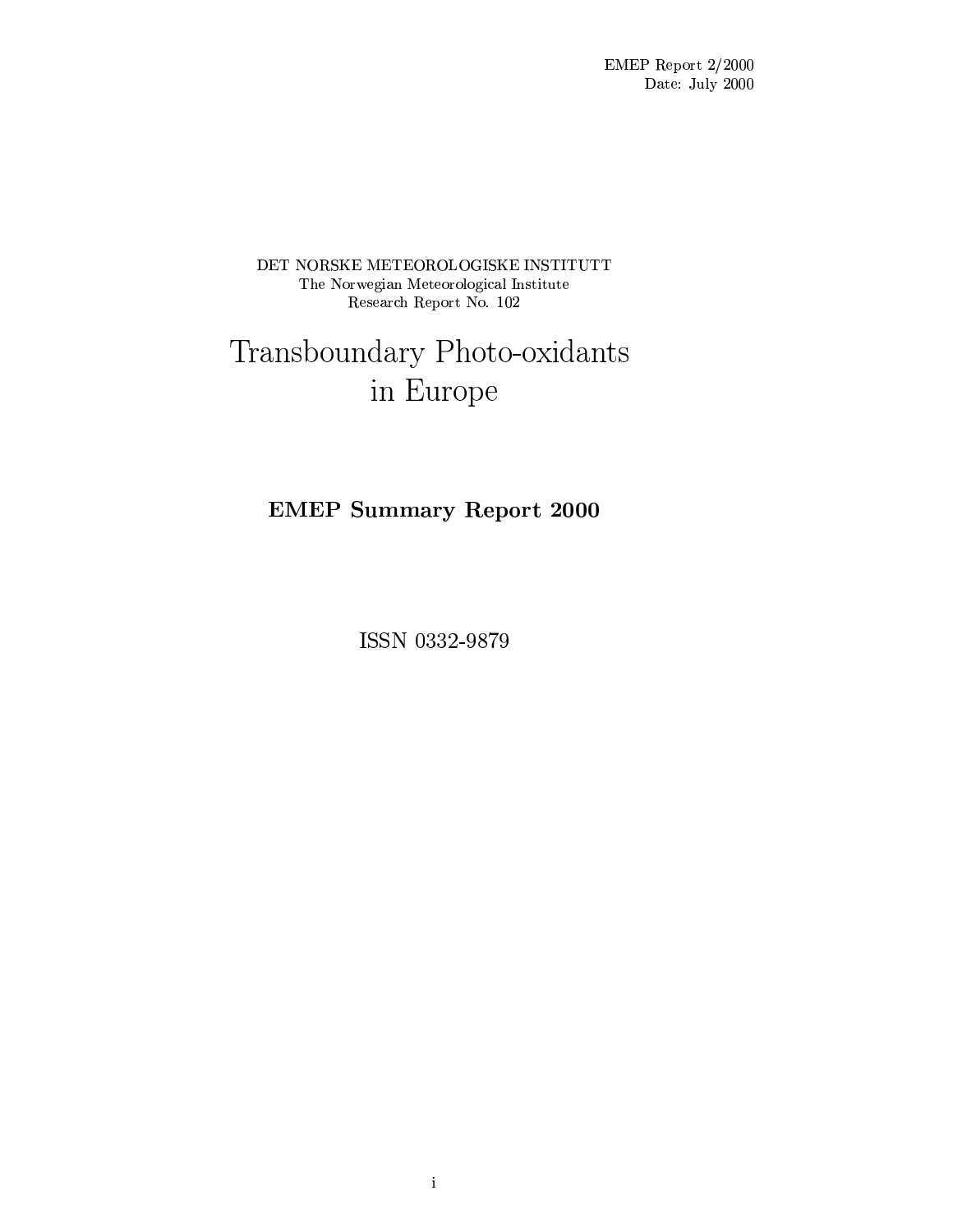EMEP Report 2/2000
Date: July 2000

DET NORSKE METEOROLOGISKE INSTITUTT
The Norwegian Meteorological Institute
Research Report No. 102

# Transboundary Photo-oxidants in Europe

**EMEP Summary Report 2000**

ISSN 0332-9879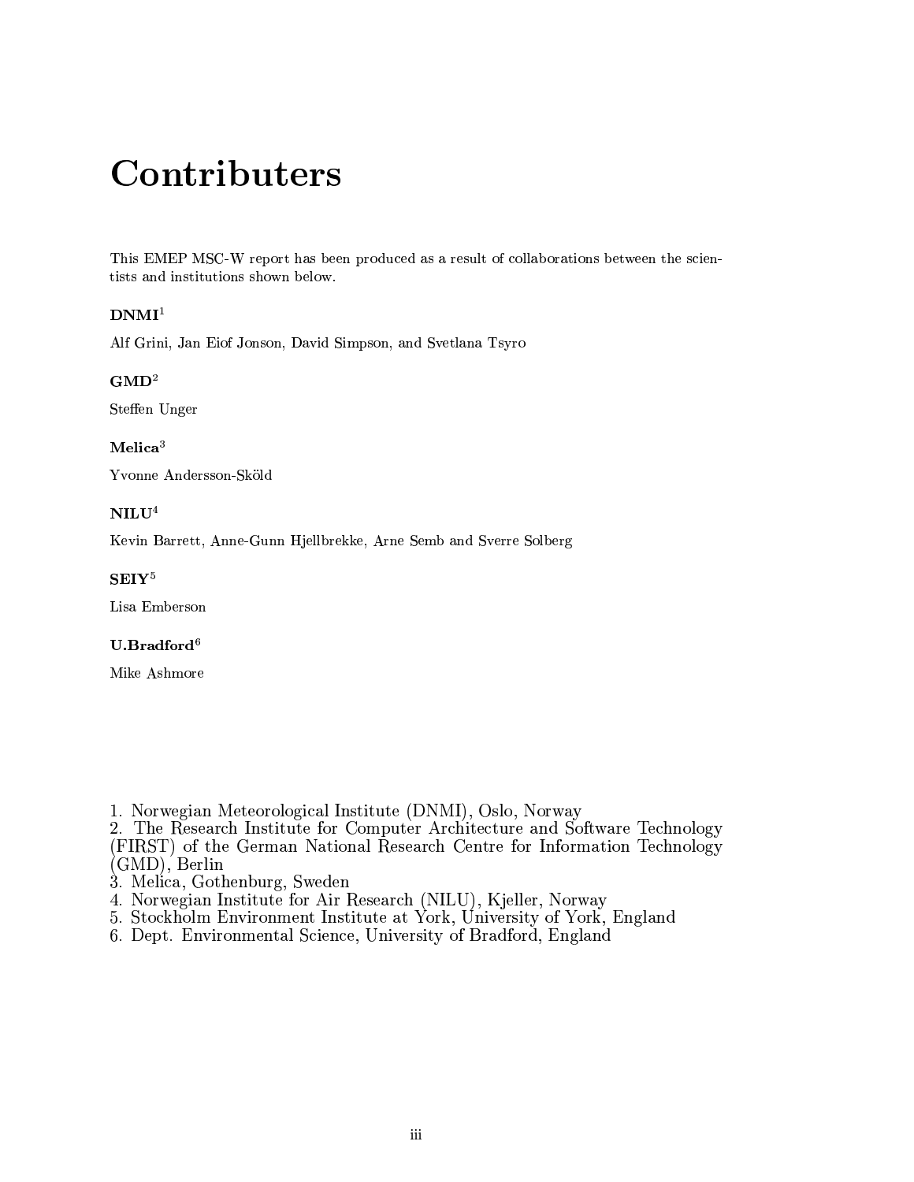# Contributers

This EMEP MSC-W report has been produced as a result of collaborations between the scientists and institutions shown below.

**DNMI**[1]

Alf Grini, Jan Eiof Jonson, David Simpson, and Svetlana Tsyro

**GMD**[2]

Steffen Unger

**Melica**[3]

Yvonne Andersson-Sköld

**NILU**[4]

Kevin Barrett, Anne-Gunn Hjellbrekke, Arne Semb and Sverre Solberg

**SEIY**[5]

Lisa Emberson

**U.Bradford**[6]

Mike Ashmore

1. Norwegian Meteorological Institute (DNMI), Oslo, Norway
2. The Research Institute for Computer Architecture and Software Technology (FIRST) of the German National Research Centre for Information Technology (GMD), Berlin
3. Melica, Gothenburg, Sweden
4. Norwegian Institute for Air Research (NILU), Kjeller, Norway
5. Stockholm Environment Institute at York, University of York, England
6. Dept. Environmental Science, University of Bradford, England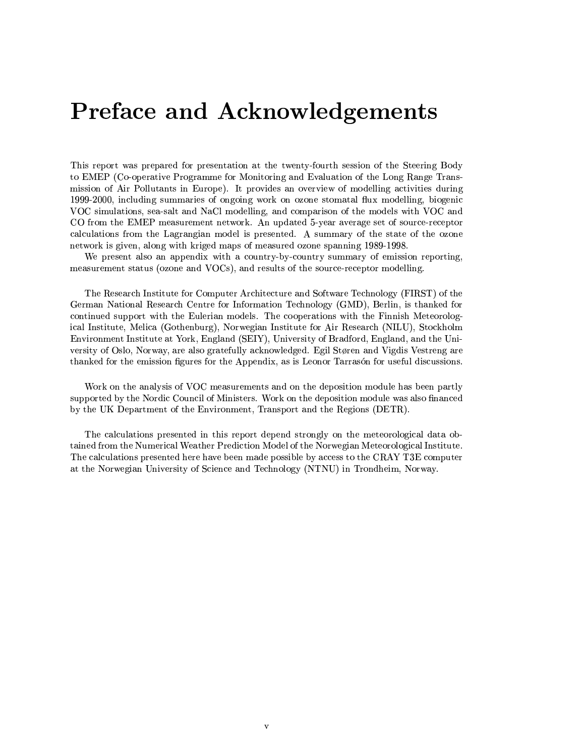# Preface and Acknowledgements

This report was prepared for presentation at the twenty-fourth session of the Steering Body to EMEP (Co-operative Programme for Monitoring and Evaluation of the Long Range Transmission of Air Pollutants in Europe). It provides an overview of modelling activities during 1999-2000, including summaries of ongoing work on ozone stomatal flux modelling, biogenic VOC simulations, sea-salt and NaCl modelling, and comparison of the models with VOC and CO from the EMEP measurement network. An updated 5-year average set of source-receptor calculations from the Lagrangian model is presented. A summary of the state of the ozone network is given, along with kriged maps of measured ozone spanning 1989-1998.

We present also an appendix with a country-by-country summary of emission reporting, measurement status (ozone and VOCs), and results of the source-receptor modelling.

The Research Institute for Computer Architecture and Software Technology (FIRST) of the German National Research Centre for Information Technology (GMD), Berlin, is thanked for continued support with the Eulerian models. The cooperations with the Finnish Meteorological Institute, Melica (Gothenburg), Norwegian Institute for Air Research (NILU), Stockholm Environment Institute at York, England (SEIY), University of Bradford, England, and the University of Oslo, Norway, are also gratefully acknowledged. Egil Støren and Vigdis Vestreng are thanked for the emission figures for the Appendix, as is Leonor Tarrasón for useful discussions.

Work on the analysis of VOC measurements and on the deposition module has been partly supported by the Nordic Council of Ministers. Work on the deposition module was also financed by the UK Department of the Environment, Transport and the Regions (DETR).

The calculations presented in this report depend strongly on the meteorological data obtained from the Numerical Weather Prediction Model of the Norwegian Meteorological Institute. The calculations presented here have been made possible by access to the CRAY T3E computer at the Norwegian University of Science and Technology (NTNU) in Trondheim, Norway.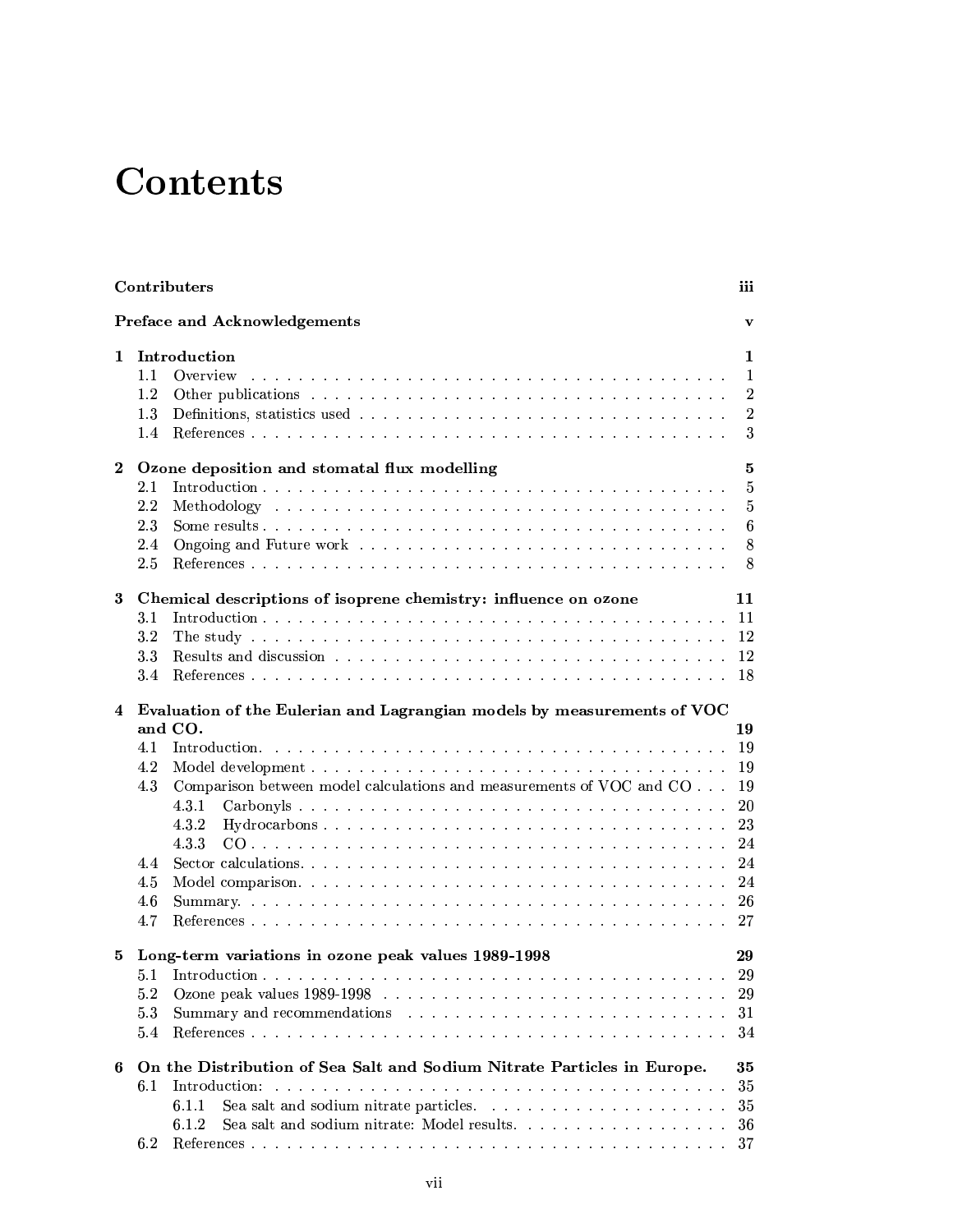# Contents

**Contributers** iii

**Preface and Acknowledgements** v

**1 Introduction** 1

- 1.1 Overview 1
- 1.2 Other publications 2
- 1.3 Definitions, statistics used 2
- 1.4 References 3

**2 Ozone deposition and stomatal flux modelling** 5

- 2.1 Introduction 5
- 2.2 Methodology 5
- 2.3 Some results 6
- 2.4 Ongoing and Future work 8
- 2.5 References 8

**3 Chemical descriptions of isoprene chemistry: influence on ozone** 11

- 3.1 Introduction 11
- 3.2 The study 12
- 3.3 Results and discussion 12
- 3.4 References 18

**4 Evaluation of the Eulerian and Lagrangian models by measurements of VOC and CO.** 19

- 4.1 Introduction. 19
- 4.2 Model development 19
- 4.3 Comparison between model calculations and measurements of VOC and CO 19
  - 4.3.1 Carbonyls 20
  - 4.3.2 Hydrocarbons 23
  - 4.3.3 CO 24
- 4.4 Sector calculations. 24
- 4.5 Model comparison. 24
- 4.6 Summary. 26
- 4.7 References 27

**5 Long-term variations in ozone peak values 1989-1998** 29

- 5.1 Introduction 29
- 5.2 Ozone peak values 1989-1998 29
- 5.3 Summary and recommendations 31
- 5.4 References 34

**6 On the Distribution of Sea Salt and Sodium Nitrate Particles in Europe.** 35

- 6.1 Introduction: 35
  - 6.1.1 Sea salt and sodium nitrate particles. 35
  - 6.1.2 Sea salt and sodium nitrate: Model results. 36
- 6.2 References 37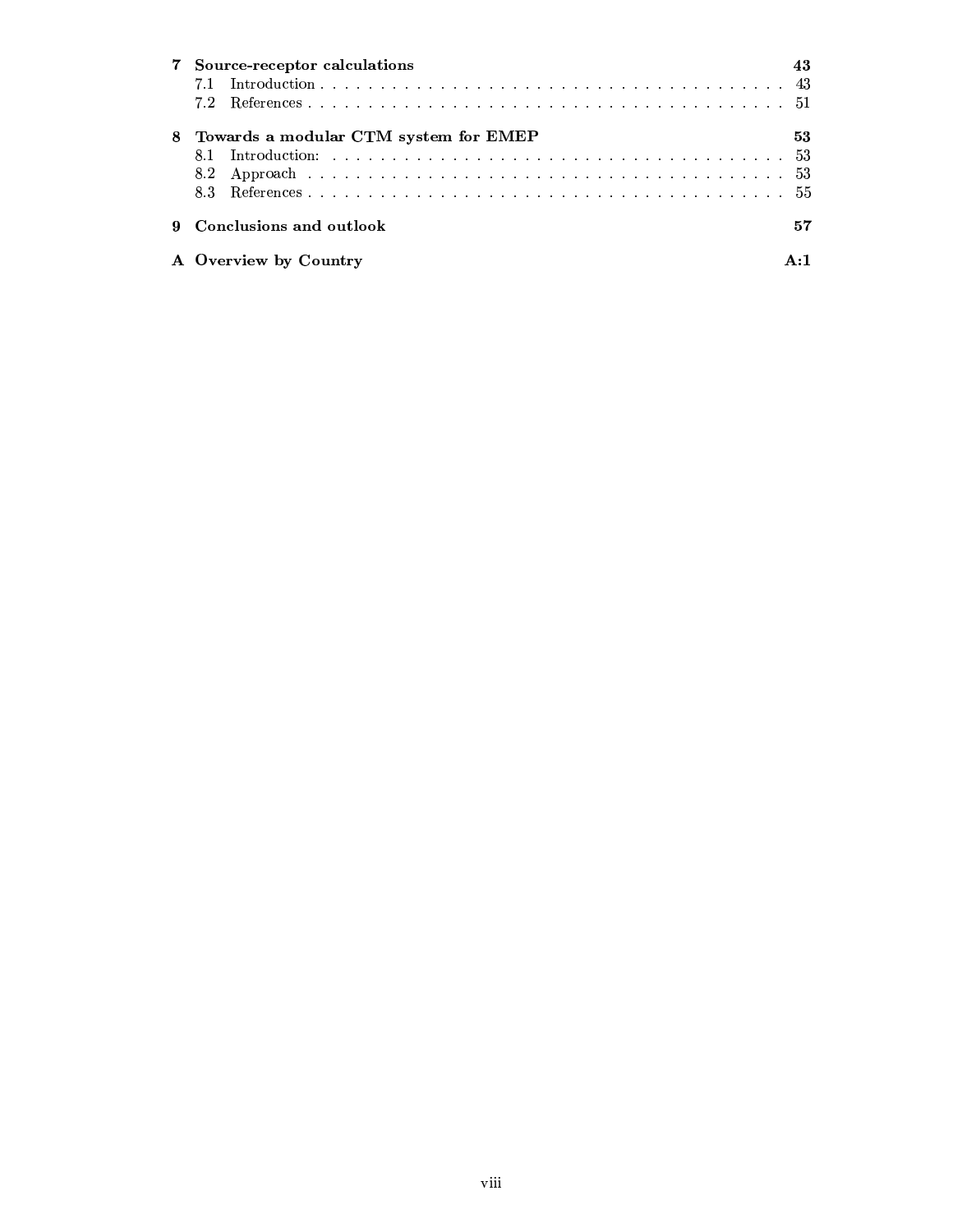**7 Source-receptor calculations** 43

7.1 Introduction . . . . . . . . . . . . . . . . . . . . . . . . . . . . . . . . . . . . . . . . 43

7.2 References . . . . . . . . . . . . . . . . . . . . . . . . . . . . . . . . . . . . . . . . 51

**8 Towards a modular CTM system for EMEP** 53

8.1 Introduction: . . . . . . . . . . . . . . . . . . . . . . . . . . . . . . . . . . . . . . . 53

8.2 Approach . . . . . . . . . . . . . . . . . . . . . . . . . . . . . . . . . . . . . . . . 53

8.3 References . . . . . . . . . . . . . . . . . . . . . . . . . . . . . . . . . . . . . . . . 55

**9 Conclusions and outlook** 57

**A Overview by Country** A:1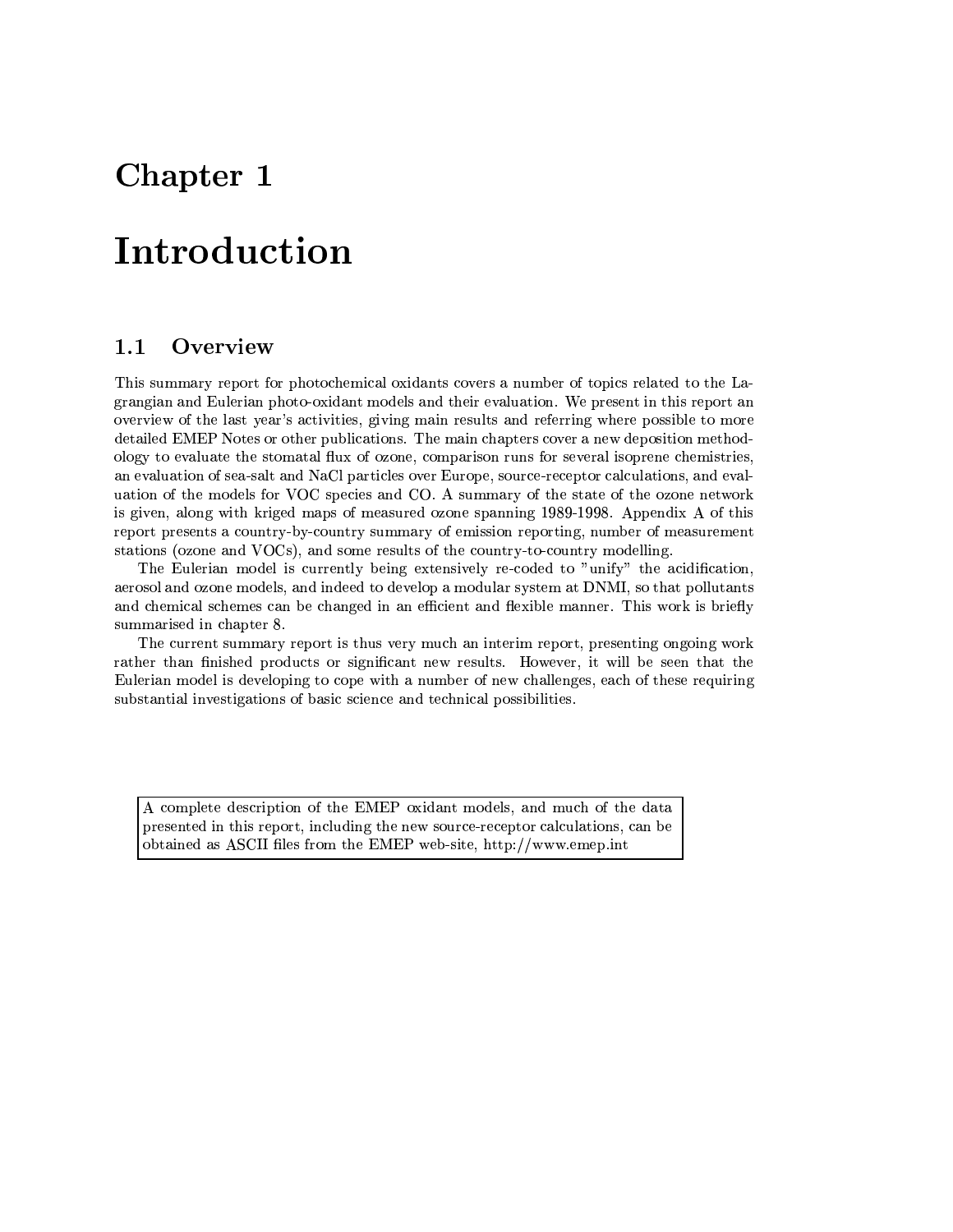# Chapter 1

# Introduction

## 1.1 Overview

This summary report for photochemical oxidants covers a number of topics related to the Lagrangian and Eulerian photo-oxidant models and their evaluation. We present in this report an overview of the last year's activities, giving main results and referring where possible to more detailed EMEP Notes or other publications. The main chapters cover a new deposition methodology to evaluate the stomatal flux of ozone, comparison runs for several isoprene chemistries, an evaluation of sea-salt and NaCl particles over Europe, source-receptor calculations, and evaluation of the models for VOC species and CO. A summary of the state of the ozone network is given, along with kriged maps of measured ozone spanning 1989-1998. Appendix A of this report presents a country-by-country summary of emission reporting, number of measurement stations (ozone and VOCs), and some results of the country-to-country modelling.

The Eulerian model is currently being extensively re-coded to "unify" the acidification, aerosol and ozone models, and indeed to develop a modular system at DNMI, so that pollutants and chemical schemes can be changed in an efficient and flexible manner. This work is briefly summarised in chapter 8.

The current summary report is thus very much an interim report, presenting ongoing work rather than finished products or significant new results. However, it will be seen that the Eulerian model is developing to cope with a number of new challenges, each of these requiring substantial investigations of basic science and technical possibilities.

> A complete description of the EMEP oxidant models, and much of the data presented in this report, including the new source-receptor calculations, can be obtained as ASCII files from the EMEP web-site, http://www.emep.int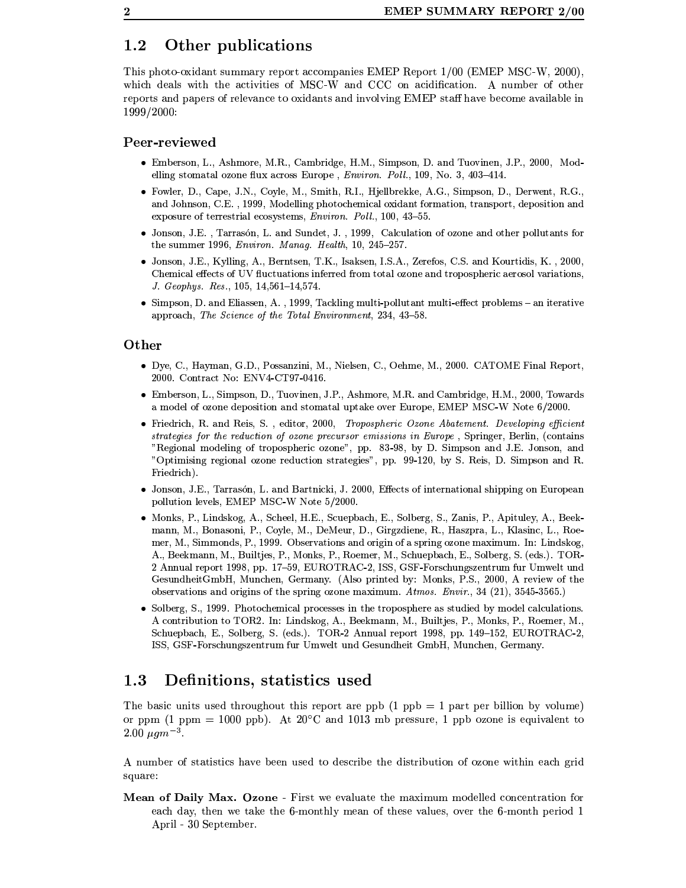## 1.2 Other publications

This photo-oxidant summary report accompanies EMEP Report 1/00 (EMEP MSC-W, 2000), which deals with the activities of MSC-W and CCC on acidification. A number of other reports and papers of relevance to oxidants and involving EMEP staff have become available in 1999/2000:

### Peer-reviewed

- Emberson, L., Ashmore, M.R., Cambridge, H.M., Simpson, D. and Tuovinen, J.P., 2000, Modelling stomatal ozone flux across Europe , *Environ. Poll.*, 109, No. 3, 403–414.
- Fowler, D., Cape, J.N., Coyle, M., Smith, R.I., Hjellbrekke, A.G., Simpson, D., Derwent, R.G., and Johnson, C.E. , 1999, Modelling photochemical oxidant formation, transport, deposition and exposure of terrestrial ecosystems, *Environ. Poll.*, 100, 43–55.
- Jonson, J.E. , Tarrasón, L. and Sundet, J. , 1999, Calculation of ozone and other pollutants for the summer 1996, *Environ. Manag. Health*, 10, 245–257.
- Jonson, J.E., Kylling, A., Berntsen, T.K., Isaksen, I.S.A., Zerefos, C.S. and Kourtidis, K. , 2000, Chemical effects of UV fluctuations inferred from total ozone and tropospheric aerosol variations, *J. Geophys. Res.*, 105, 14,561–14,574.
- Simpson, D. and Eliassen, A. , 1999, Tackling multi-pollutant multi-effect problems – an iterative approach, *The Science of the Total Environment*, 234, 43–58.

### Other

- Dye, C., Hayman, G.D., Possanzini, M., Nielsen, C., Oehme, M., 2000. CATOME Final Report, 2000. Contract No: ENV4-CT97-0416.
- Emberson, L., Simpson, D., Tuovinen, J.P., Ashmore, M.R. and Cambridge, H.M., 2000, Towards a model of ozone deposition and stomatal uptake over Europe, EMEP MSC-W Note 6/2000.
- Friedrich, R. and Reis, S. , editor, 2000, *Tropospheric Ozone Abatement. Developing efficient strategies for the reduction of ozone precursor emissions in Europe* , Springer, Berlin, (contains "Regional modeling of tropospheric ozone", pp. 83-98, by D. Simpson and J.E. Jonson, and "Optimising regional ozone reduction strategies", pp. 99-120, by S. Reis, D. Simpson and R. Friedrich).
- Jonson, J.E., Tarrasón, L. and Bartnicki, J. 2000, Effects of international shipping on European pollution levels, EMEP MSC-W Note 5/2000.
- Monks, P., Lindskog, A., Scheel, H.E., Scuepbach, E., Solberg, S., Zanis, P., Apituley, A., Beekmann, M., Bonasoni, P., Coyle, M., DeMeur, D., Girgzdiene, R., Haszpra, L., Klasinc, L., Roemer, M., Simmonds, P., 1999. Observations and origin of a spring ozone maximum. In: Lindskog, A., Beekmann, M., Builtjes, P., Monks, P., Roemer, M., Schuepbach, E., Solberg, S. (eds.). TOR-2 Annual report 1998, pp. 17–59, EUROTRAC-2, ISS, GSF-Forschungszentrum fur Umwelt und GesundheitGmbH, Munchen, Germany. (Also printed by: Monks, P.S., 2000, A review of the observations and origins of the spring ozone maximum. *Atmos. Envir.*, 34 (21), 3545-3565.)
- Solberg, S., 1999. Photochemical processes in the troposphere as studied by model calculations. A contribution to TOR2. In: Lindskog, A., Beekmann, M., Builtjes, P., Monks, P., Roemer, M., Schuepbach, E., Solberg, S. (eds.). TOR-2 Annual report 1998, pp. 149–152, EUROTRAC-2, ISS, GSF-Forschungszentrum fur Umwelt und Gesundheit GmbH, Munchen, Germany.

## 1.3 Definitions, statistics used

The basic units used throughout this report are ppb (1 ppb = 1 part per billion by volume) or ppm (1 ppm = 1000 ppb). At 20°C and 1013 mb pressure, 1 ppb ozone is equivalent to 2.00 $\mu gm^{-3}$.

A number of statistics have been used to describe the distribution of ozone within each grid square:

**Mean of Daily Max. Ozone** - First we evaluate the maximum modelled concentration for each day, then we take the 6-monthly mean of these values, over the 6-month period 1 April - 30 September.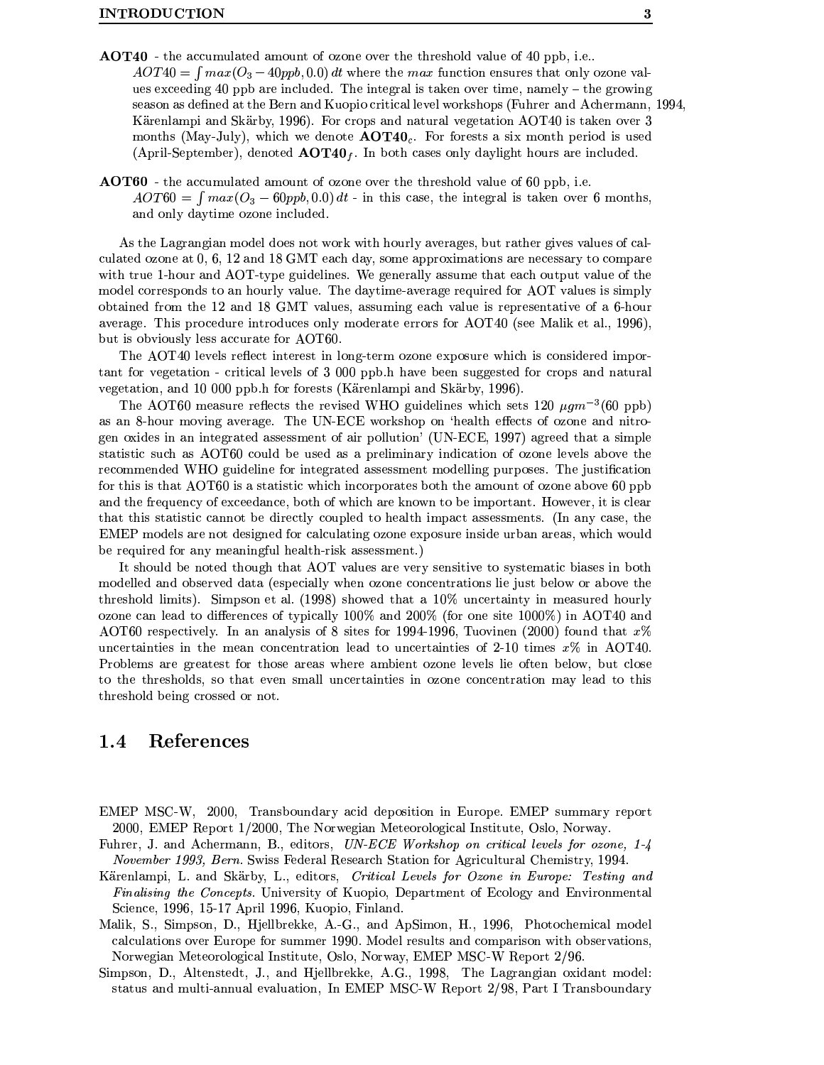**AOT40** - the accumulated amount of ozone over the threshold value of 40 ppb, i.e..
$AOT40 = \int max(O_3 - 40ppb, 0.0)\, dt$ where the $max$ function ensures that only ozone values exceeding 40 ppb are included. The integral is taken over time, namely – the growing season as defined at the Bern and Kuopio critical level workshops (Fuhrer and Achermann, 1994, Kärenlampi and Skärby, 1996). For crops and natural vegetation AOT40 is taken over 3 months (May-July), which we denote **AOT40**$_c$. For forests a six month period is used (April-September), denoted **AOT40**$_f$. In both cases only daylight hours are included.

**AOT60** - the accumulated amount of ozone over the threshold value of 60 ppb, i.e.
$AOT60 = \int max(O_3 - 60ppb, 0.0)\, dt$ - in this case, the integral is taken over 6 months, and only daytime ozone included.

As the Lagrangian model does not work with hourly averages, but rather gives values of calculated ozone at 0, 6, 12 and 18 GMT each day, some approximations are necessary to compare with true 1-hour and AOT-type guidelines. We generally assume that each output value of the model corresponds to an hourly value. The daytime-average required for AOT values is simply obtained from the 12 and 18 GMT values, assuming each value is representative of a 6-hour average. This procedure introduces only moderate errors for AOT40 (see Malik et al., 1996), but is obviously less accurate for AOT60.

The AOT40 levels reflect interest in long-term ozone exposure which is considered important for vegetation - critical levels of 3 000 ppb.h have been suggested for crops and natural vegetation, and 10 000 ppb.h for forests (Kärenlampi and Skärby, 1996).

The AOT60 measure reflects the revised WHO guidelines which sets 120 $\mu gm^{-3}$(60 ppb) as an 8-hour moving average. The UN-ECE workshop on 'health effects of ozone and nitrogen oxides in an integrated assessment of air pollution' (UN-ECE, 1997) agreed that a simple statistic such as AOT60 could be used as a preliminary indication of ozone levels above the recommended WHO guideline for integrated assessment modelling purposes. The justification for this is that AOT60 is a statistic which incorporates both the amount of ozone above 60 ppb and the frequency of exceedance, both of which are known to be important. However, it is clear that this statistic cannot be directly coupled to health impact assessments. (In any case, the EMEP models are not designed for calculating ozone exposure inside urban areas, which would be required for any meaningful health-risk assessment.)

It should be noted though that AOT values are very sensitive to systematic biases in both modelled and observed data (especially when ozone concentrations lie just below or above the threshold limits). Simpson et al. (1998) showed that a 10% uncertainty in measured hourly ozone can lead to differences of typically 100% and 200% (for one site 1000%) in AOT40 and AOT60 respectively. In an analysis of 8 sites for 1994-1996, Tuovinen (2000) found that $x$% uncertainties in the mean concentration lead to uncertainties of 2-10 times $x$% in AOT40. Problems are greatest for those areas where ambient ozone levels lie often below, but close to the thresholds, so that even small uncertainties in ozone concentration may lead to this threshold being crossed or not.

## 1.4 References

EMEP MSC-W, 2000, Transboundary acid deposition in Europe. EMEP summary report 2000, EMEP Report 1/2000, The Norwegian Meteorological Institute, Oslo, Norway.

Fuhrer, J. and Achermann, B., editors, *UN-ECE Workshop on critical levels for ozone, 1-4 November 1993, Bern*. Swiss Federal Research Station for Agricultural Chemistry, 1994.

Kärenlampi, L. and Skärby, L., editors, *Critical Levels for Ozone in Europe: Testing and Finalising the Concepts*. University of Kuopio, Department of Ecology and Environmental Science, 1996, 15-17 April 1996, Kuopio, Finland.

Malik, S., Simpson, D., Hjellbrekke, A.-G., and ApSimon, H., 1996, Photochemical model calculations over Europe for summer 1990. Model results and comparison with observations, Norwegian Meteorological Institute, Oslo, Norway, EMEP MSC-W Report 2/96.

Simpson, D., Altenstedt, J., and Hjellbrekke, A.G., 1998, The Lagrangian oxidant model: status and multi-annual evaluation, In EMEP MSC-W Report 2/98, Part I Transboundary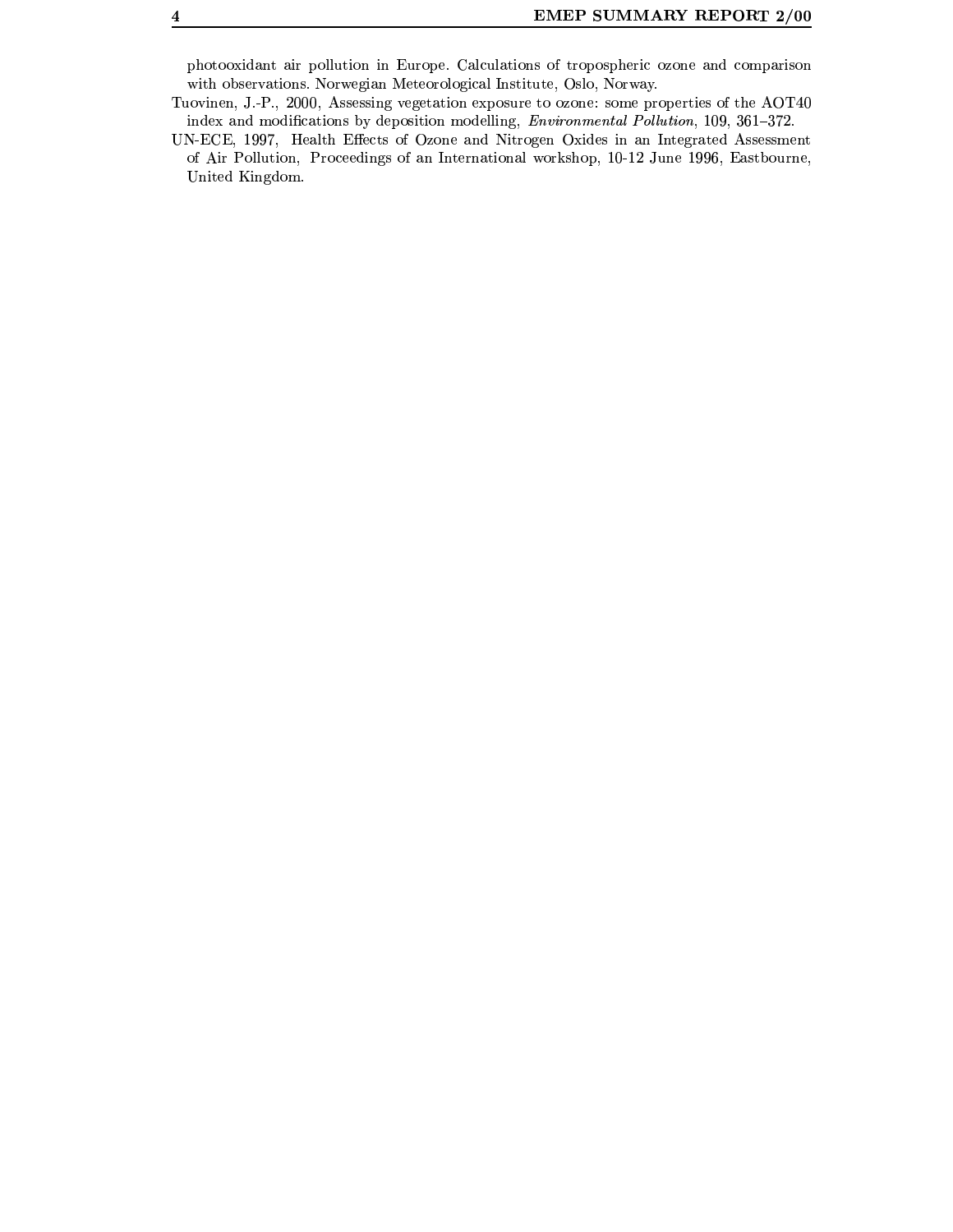photooxidant air pollution in Europe. Calculations of tropospheric ozone and comparison with observations. Norwegian Meteorological Institute, Oslo, Norway.

Tuovinen, J.-P., 2000, Assessing vegetation exposure to ozone: some properties of the AOT40 index and modifications by deposition modelling, *Environmental Pollution*, 109, 361–372.

UN-ECE, 1997, Health Effects of Ozone and Nitrogen Oxides in an Integrated Assessment of Air Pollution, Proceedings of an International workshop, 10-12 June 1996, Eastbourne, United Kingdom.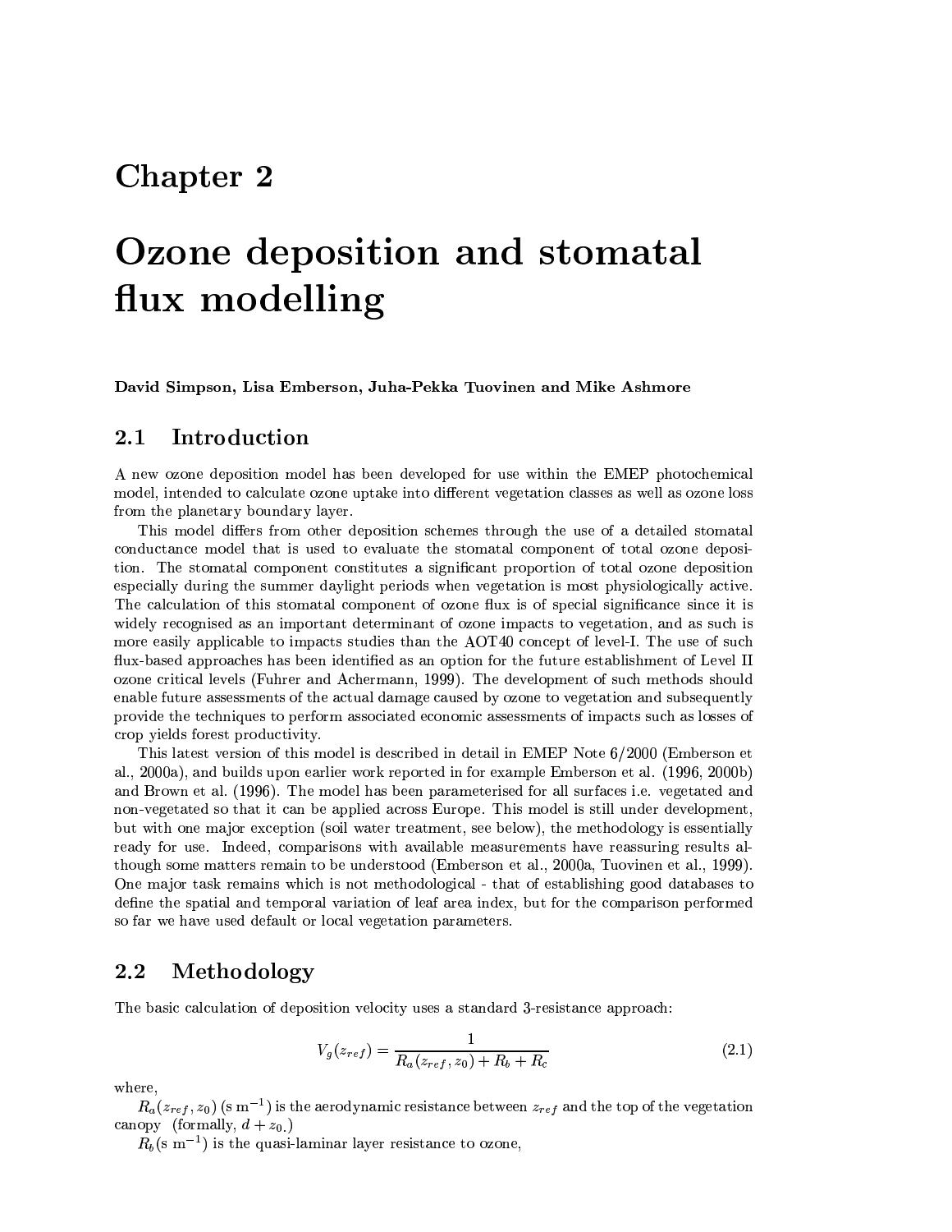# Chapter 2

# Ozone deposition and stomatal flux modelling

**David Simpson, Lisa Emberson, Juha-Pekka Tuovinen and Mike Ashmore**

## 2.1 Introduction

A new ozone deposition model has been developed for use within the EMEP photochemical model, intended to calculate ozone uptake into different vegetation classes as well as ozone loss from the planetary boundary layer.

This model differs from other deposition schemes through the use of a detailed stomatal conductance model that is used to evaluate the stomatal component of total ozone deposition. The stomatal component constitutes a significant proportion of total ozone deposition especially during the summer daylight periods when vegetation is most physiologically active. The calculation of this stomatal component of ozone flux is of special significance since it is widely recognised as an important determinant of ozone impacts to vegetation, and as such is more easily applicable to impacts studies than the AOT40 concept of level-I. The use of such flux-based approaches has been identified as an option for the future establishment of Level II ozone critical levels (Fuhrer and Achermann, 1999). The development of such methods should enable future assessments of the actual damage caused by ozone to vegetation and subsequently provide the techniques to perform associated economic assessments of impacts such as losses of crop yields forest productivity.

This latest version of this model is described in detail in EMEP Note 6/2000 (Emberson et al., 2000a), and builds upon earlier work reported in for example Emberson et al. (1996, 2000b) and Brown et al. (1996). The model has been parameterised for all surfaces i.e. vegetated and non-vegetated so that it can be applied across Europe. This model is still under development, but with one major exception (soil water treatment, see below), the methodology is essentially ready for use. Indeed, comparisons with available measurements have reassuring results although some matters remain to be understood (Emberson et al., 2000a, Tuovinen et al., 1999). One major task remains which is not methodological - that of establishing good databases to define the spatial and temporal variation of leaf area index, but for the comparison performed so far we have used default or local vegetation parameters.

## 2.2 Methodology

The basic calculation of deposition velocity uses a standard 3-resistance approach:

$$V_g(z_{ref}) = \frac{1}{R_a(z_{ref}, z_0) + R_b + R_c} \tag{2.1}$$

where,

$R_a(z_{ref}, z_0)$ (s m$^{-1}$) is the aerodynamic resistance between $z_{ref}$ and the top of the vegetation canopy (formally, $d + z_0$.)

$R_b$(s m$^{-1}$) is the quasi-laminar layer resistance to ozone,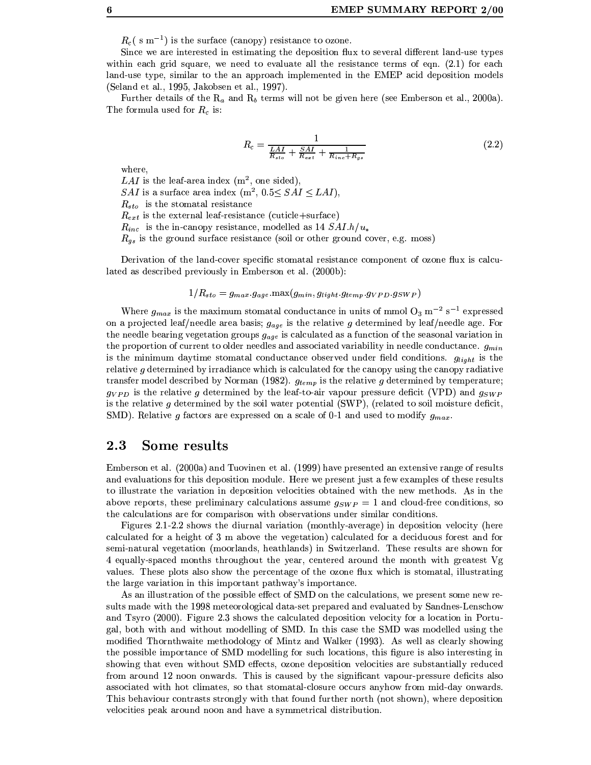$R_c$( s m$^{-1}$) is the surface (canopy) resistance to ozone.

Since we are interested in estimating the deposition flux to several different land-use types within each grid square, we need to evaluate all the resistance terms of eqn. (2.1) for each land-use type, similar to the an approach implemented in the EMEP acid deposition models (Seland et al., 1995, Jakobsen et al., 1997).

Further details of the R$_a$ and R$_b$ terms will not be given here (see Emberson et al., 2000a). The formula used for $R_c$ is:

$$R_c = \frac{1}{\frac{LAI}{R_{sto}} + \frac{SAI}{R_{ext}} + \frac{1}{R_{inc}+R_{gs}}} \tag{2.2}$$

where,
$LAI$ is the leaf-area index (m$^2$, one sided),
$SAI$ is a surface area index (m$^2$, $0.5 \leq SAI \leq LAI$),
$R_{sto}$ is the stomatal resistance
$R_{ext}$ is the external leaf-resistance (cuticle+surface)
$R_{inc}$ is the in-canopy resistance, modelled as 14 $SAI.h/u_*$
$R_{gs}$ is the ground surface resistance (soil or other ground cover, e.g. moss)

Derivation of the land-cover specific stomatal resistance component of ozone flux is calculated as described previously in Emberson et al. (2000b):

$$1/R_{sto} = g_{max}.g_{age}.\max(g_{min}, g_{light}.g_{temp}.g_{VPD}.g_{SWP})$$

Where $g_{max}$ is the maximum stomatal conductance in units of mmol $O_3$ m$^{-2}$ s$^{-1}$ expressed on a projected leaf/needle area basis; $g_{age}$ is the relative $g$ determined by leaf/needle age. For the needle bearing vegetation groups $g_{age}$ is calculated as a function of the seasonal variation in the proportion of current to older needles and associated variability in needle conductance. $g_{min}$ is the minimum daytime stomatal conductance observed under field conditions. $g_{light}$ is the relative $g$ determined by irradiance which is calculated for the canopy using the canopy radiative transfer model described by Norman (1982). $g_{temp}$ is the relative $g$ determined by temperature; $g_{VPD}$ is the relative $g$ determined by the leaf-to-air vapour pressure deficit (VPD) and $g_{SWP}$ is the relative $g$ determined by the soil water potential (SWP), (related to soil moisture deficit, SMD). Relative $g$ factors are expressed on a scale of 0-1 and used to modify $g_{max}$.

## 2.3 Some results

Emberson et al. (2000a) and Tuovinen et al. (1999) have presented an extensive range of results and evaluations for this deposition module. Here we present just a few examples of these results to illustrate the variation in deposition velocities obtained with the new methods. As in the above reports, these preliminary calculations assume $g_{SWP} = 1$ and cloud-free conditions, so the calculations are for comparison with observations under similar conditions.

Figures 2.1-2.2 shows the diurnal variation (monthly-average) in deposition velocity (here calculated for a height of 3 m above the vegetation) calculated for a deciduous forest and for semi-natural vegetation (moorlands, heathlands) in Switzerland. These results are shown for 4 equally-spaced months throughout the year, centered around the month with greatest Vg values. These plots also show the percentage of the ozone flux which is stomatal, illustrating the large variation in this important pathway's importance.

As an illustration of the possible effect of SMD on the calculations, we present some new results made with the 1998 meteorological data-set prepared and evaluated by Sandnes-Lenschow and Tsyro (2000). Figure 2.3 shows the calculated deposition velocity for a location in Portugal, both with and without modelling of SMD. In this case the SMD was modelled using the modified Thornthwaite methodology of Mintz and Walker (1993). As well as clearly showing the possible importance of SMD modelling for such locations, this figure is also interesting in showing that even without SMD effects, ozone deposition velocities are substantially reduced from around 12 noon onwards. This is caused by the significant vapour-pressure deficits also associated with hot climates, so that stomatal-closure occurs anyhow from mid-day onwards. This behaviour contrasts strongly with that found further north (not shown), where deposition velocities peak around noon and have a symmetrical distribution.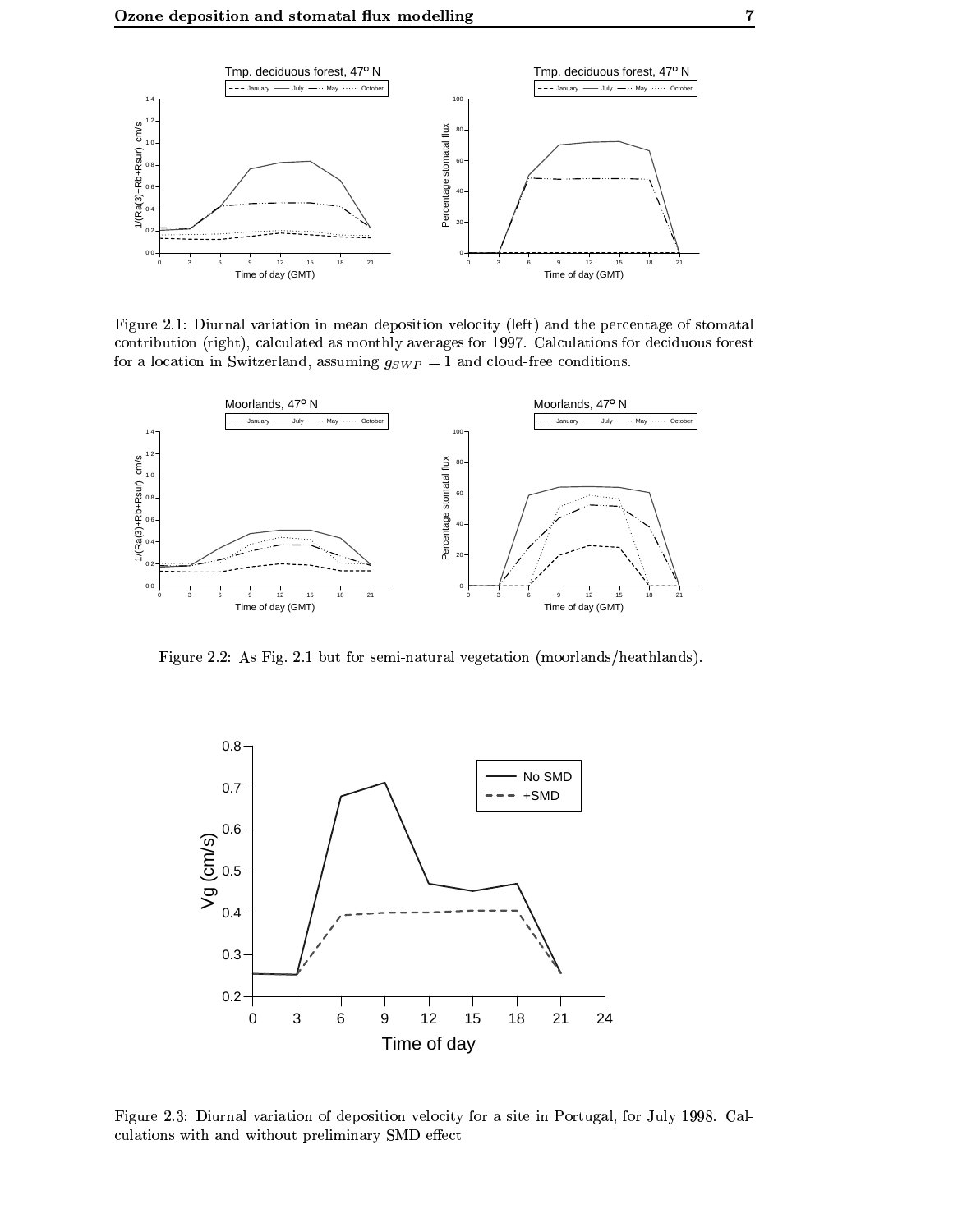Figure 2.1: Diurnal variation in mean deposition velocity (left) and the percentage of stomatal contribution (right), calculated as monthly averages for 1997. Calculations for deciduous forest for a location in Switzerland, assuming $g_{SWP} = 1$ and cloud-free conditions.

Figure 2.2: As Fig. 2.1 but for semi-natural vegetation (moorlands/heathlands).

Figure 2.3: Diurnal variation of deposition velocity for a site in Portugal, for July 1998. Calculations with and without preliminary SMD effect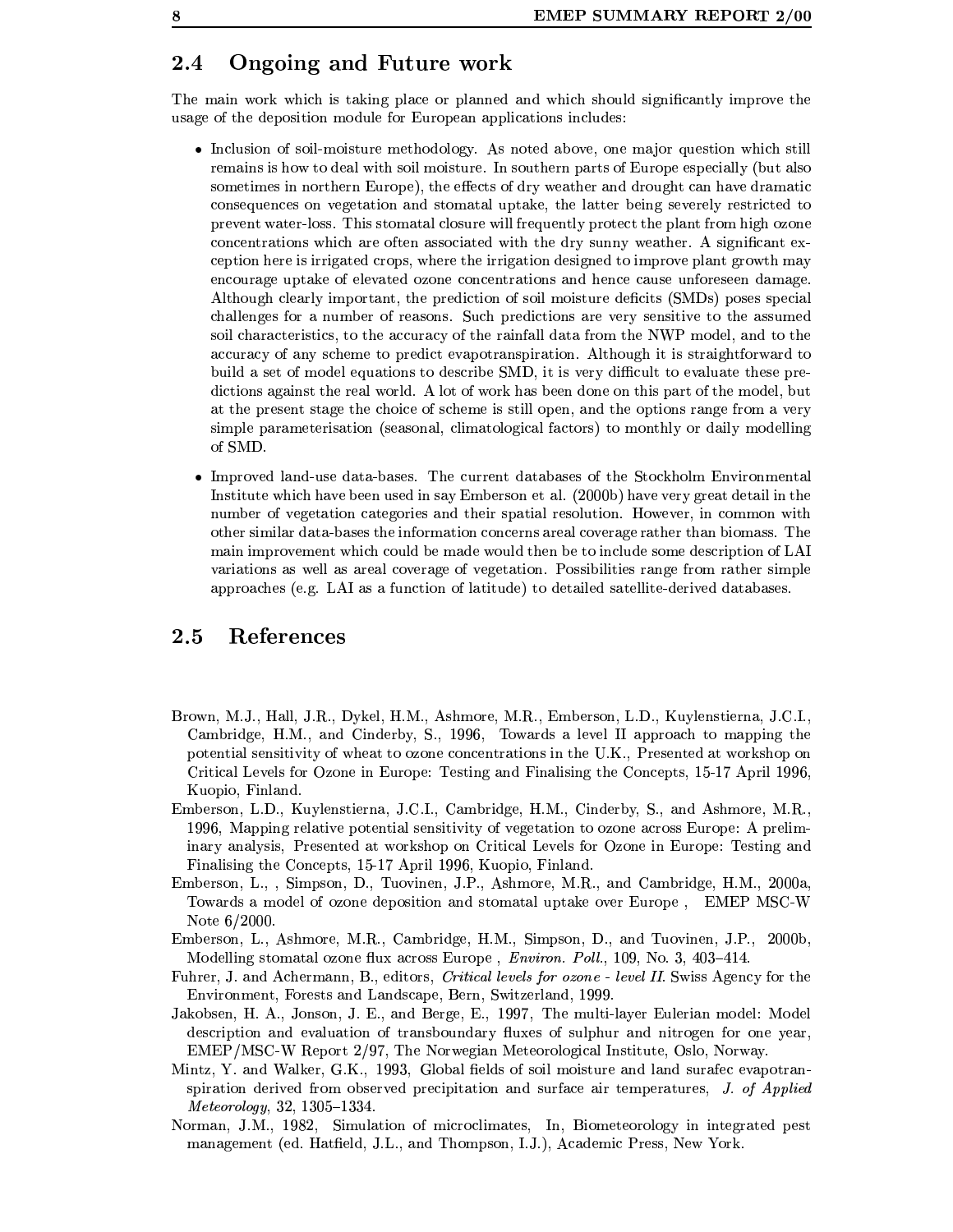## 2.4 Ongoing and Future work

The main work which is taking place or planned and which should significantly improve the usage of the deposition module for European applications includes:

- Inclusion of soil-moisture methodology. As noted above, one major question which still remains is how to deal with soil moisture. In southern parts of Europe especially (but also sometimes in northern Europe), the effects of dry weather and drought can have dramatic consequences on vegetation and stomatal uptake, the latter being severely restricted to prevent water-loss. This stomatal closure will frequently protect the plant from high ozone concentrations which are often associated with the dry sunny weather. A significant exception here is irrigated crops, where the irrigation designed to improve plant growth may encourage uptake of elevated ozone concentrations and hence cause unforeseen damage. Although clearly important, the prediction of soil moisture deficits (SMDs) poses special challenges for a number of reasons. Such predictions are very sensitive to the assumed soil characteristics, to the accuracy of the rainfall data from the NWP model, and to the accuracy of any scheme to predict evapotranspiration. Although it is straightforward to build a set of model equations to describe SMD, it is very difficult to evaluate these predictions against the real world. A lot of work has been done on this part of the model, but at the present stage the choice of scheme is still open, and the options range from a very simple parameterisation (seasonal, climatological factors) to monthly or daily modelling of SMD.

- Improved land-use data-bases. The current databases of the Stockholm Environmental Institute which have been used in say Emberson et al. (2000b) have very great detail in the number of vegetation categories and their spatial resolution. However, in common with other similar data-bases the information concerns areal coverage rather than biomass. The main improvement which could be made would then be to include some description of LAI variations as well as areal coverage of vegetation. Possibilities range from rather simple approaches (e.g. LAI as a function of latitude) to detailed satellite-derived databases.

## 2.5 References

Brown, M.J., Hall, J.R., Dykel, H.M., Ashmore, M.R., Emberson, L.D., Kuylenstierna, J.C.I., Cambridge, H.M., and Cinderby, S., 1996, Towards a level II approach to mapping the potential sensitivity of wheat to ozone concentrations in the U.K., Presented at workshop on Critical Levels for Ozone in Europe: Testing and Finalising the Concepts, 15-17 April 1996, Kuopio, Finland.

Emberson, L.D., Kuylenstierna, J.C.I., Cambridge, H.M., Cinderby, S., and Ashmore, M.R., 1996, Mapping relative potential sensitivity of vegetation to ozone across Europe: A preliminary analysis, Presented at workshop on Critical Levels for Ozone in Europe: Testing and Finalising the Concepts, 15-17 April 1996, Kuopio, Finland.

Emberson, L., , Simpson, D., Tuovinen, J.P., Ashmore, M.R., and Cambridge, H.M., 2000a, Towards a model of ozone deposition and stomatal uptake over Europe , EMEP MSC-W Note 6/2000.

Emberson, L., Ashmore, M.R., Cambridge, H.M., Simpson, D., and Tuovinen, J.P., 2000b, Modelling stomatal ozone flux across Europe , *Environ. Poll.*, 109, No. 3, 403–414.

Fuhrer, J. and Achermann, B., editors, *Critical levels for ozone - level II*. Swiss Agency for the Environment, Forests and Landscape, Bern, Switzerland, 1999.

Jakobsen, H. A., Jonson, J. E., and Berge, E., 1997, The multi-layer Eulerian model: Model description and evaluation of transboundary fluxes of sulphur and nitrogen for one year, EMEP/MSC-W Report 2/97, The Norwegian Meteorological Institute, Oslo, Norway.

Mintz, Y. and Walker, G.K., 1993, Global fields of soil moisture and land surafec evapotranspiration derived from observed precipitation and surface air temperatures, *J. of Applied Meteorology*, 32, 1305–1334.

Norman, J.M., 1982, Simulation of microclimates, In, Biometeorology in integrated pest management (ed. Hatfield, J.L., and Thompson, I.J.), Academic Press, New York.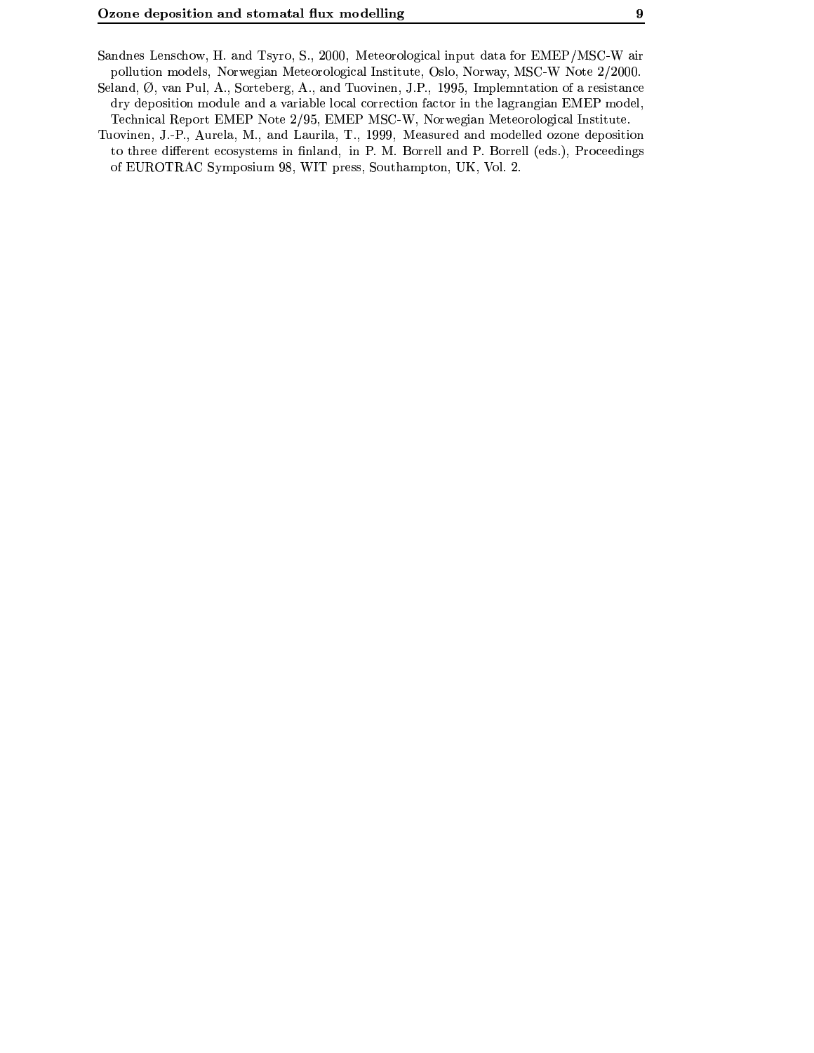Sandnes Lenschow, H. and Tsyro, S., 2000, Meteorological input data for EMEP/MSC-W air pollution models, Norwegian Meteorological Institute, Oslo, Norway, MSC-W Note 2/2000.

Seland, Ø, van Pul, A., Sorteberg, A., and Tuovinen, J.P., 1995, Implemntation of a resistance dry deposition module and a variable local correction factor in the lagrangian EMEP model, Technical Report EMEP Note 2/95, EMEP MSC-W, Norwegian Meteorological Institute.

Tuovinen, J.-P., Aurela, M., and Laurila, T., 1999, Measured and modelled ozone deposition to three different ecosystems in finland, in P. M. Borrell and P. Borrell (eds.), Proceedings of EUROTRAC Symposium 98, WIT press, Southampton, UK, Vol. 2.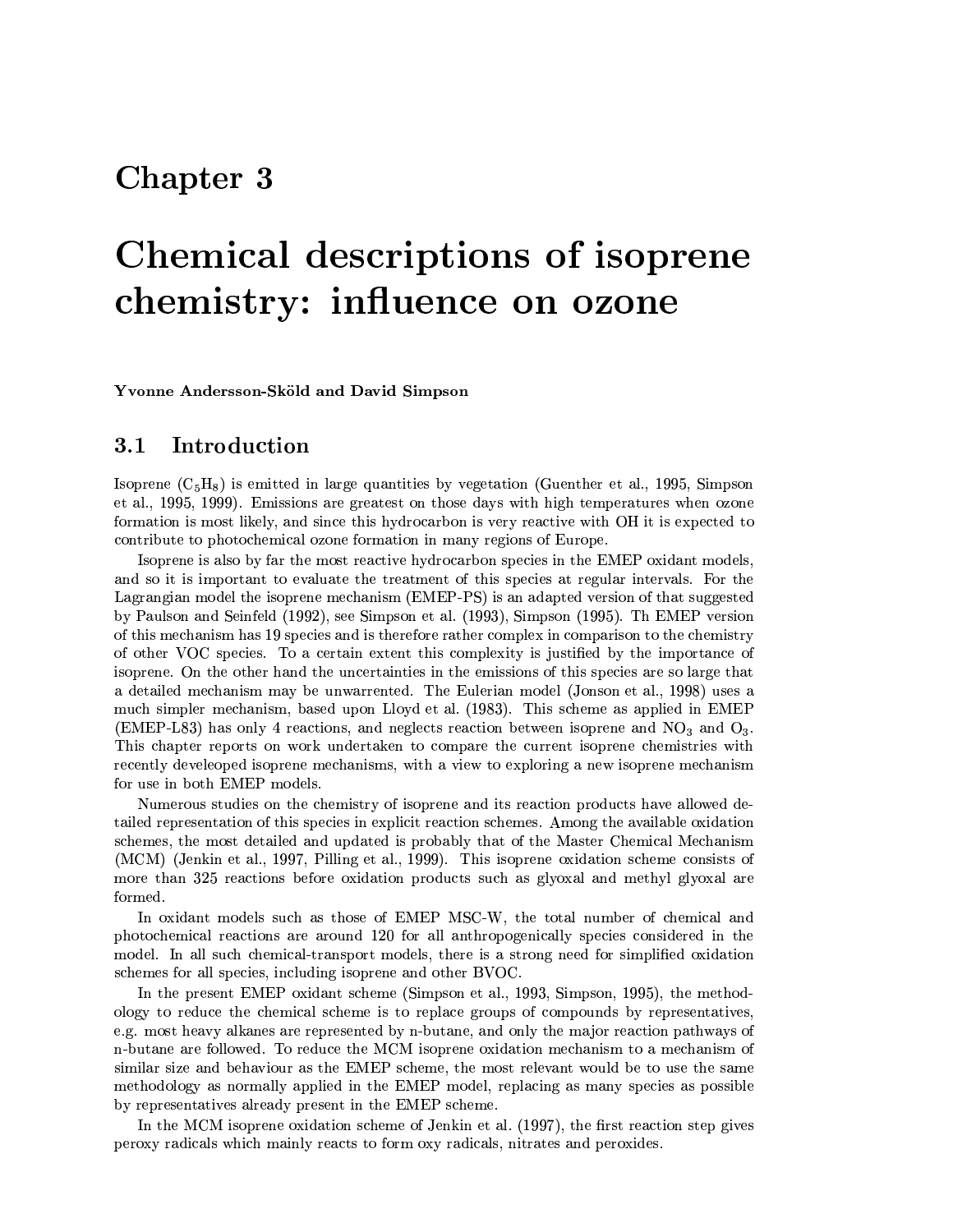# Chapter 3

# Chemical descriptions of isoprene chemistry: influence on ozone

**Yvonne Andersson-Sköld and David Simpson**

## 3.1 Introduction

Isoprene ($C_5H_8$) is emitted in large quantities by vegetation (Guenther et al., 1995, Simpson et al., 1995, 1999). Emissions are greatest on those days with high temperatures when ozone formation is most likely, and since this hydrocarbon is very reactive with OH it is expected to contribute to photochemical ozone formation in many regions of Europe.

Isoprene is also by far the most reactive hydrocarbon species in the EMEP oxidant models, and so it is important to evaluate the treatment of this species at regular intervals. For the Lagrangian model the isoprene mechanism (EMEP-PS) is an adapted version of that suggested by Paulson and Seinfeld (1992), see Simpson et al. (1993), Simpson (1995). Th EMEP version of this mechanism has 19 species and is therefore rather complex in comparison to the chemistry of other VOC species. To a certain extent this complexity is justified by the importance of isoprene. On the other hand the uncertainties in the emissions of this species are so large that a detailed mechanism may be unwarrented. The Eulerian model (Jonson et al., 1998) uses a much simpler mechanism, based upon Lloyd et al. (1983). This scheme as applied in EMEP (EMEP-L83) has only 4 reactions, and neglects reaction between isoprene and $NO_3$ and $O_3$. This chapter reports on work undertaken to compare the current isoprene chemistries with recently develeoped isoprene mechanisms, with a view to exploring a new isoprene mechanism for use in both EMEP models.

Numerous studies on the chemistry of isoprene and its reaction products have allowed detailed representation of this species in explicit reaction schemes. Among the available oxidation schemes, the most detailed and updated is probably that of the Master Chemical Mechanism (MCM) (Jenkin et al., 1997, Pilling et al., 1999). This isoprene oxidation scheme consists of more than 325 reactions before oxidation products such as glyoxal and methyl glyoxal are formed.

In oxidant models such as those of EMEP MSC-W, the total number of chemical and photochemical reactions are around 120 for all anthropogenically species considered in the model. In all such chemical-transport models, there is a strong need for simplified oxidation schemes for all species, including isoprene and other BVOC.

In the present EMEP oxidant scheme (Simpson et al., 1993, Simpson, 1995), the methodology to reduce the chemical scheme is to replace groups of compounds by representatives, e.g. most heavy alkanes are represented by n-butane, and only the major reaction pathways of n-butane are followed. To reduce the MCM isoprene oxidation mechanism to a mechanism of similar size and behaviour as the EMEP scheme, the most relevant would be to use the same methodology as normally applied in the EMEP model, replacing as many species as possible by representatives already present in the EMEP scheme.

In the MCM isoprene oxidation scheme of Jenkin et al. (1997), the first reaction step gives peroxy radicals which mainly reacts to form oxy radicals, nitrates and peroxides.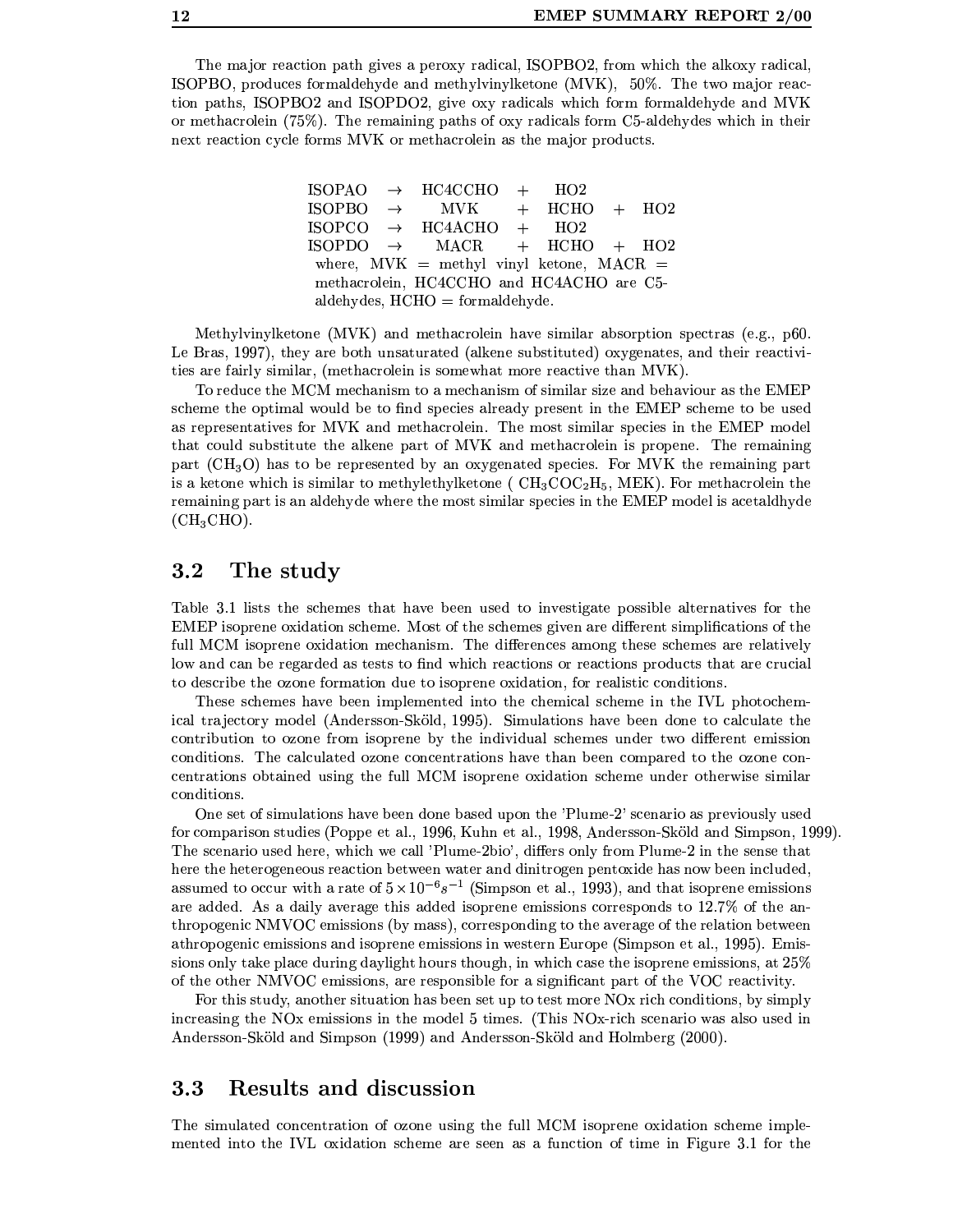The major reaction path gives a peroxy radical, ISOPBO2, from which the alkoxy radical, ISOPBO, produces formaldehyde and methylvinylketone (MVK), 50%. The two major reaction paths, ISOPBO2 and ISOPDO2, give oxy radicals which form formaldehyde and MVK or methacrolein (75%). The remaining paths of oxy radicals form C5-aldehydes which in their next reaction cycle forms MVK or methacrolein as the major products.

| | | | | | | |
|---|---|---|---|---|---|---|
| ISOPAO | $\rightarrow$ | HC4CCHO | + | HO2 | | |
| ISOPBO | $\rightarrow$ | MVK | + | HCHO | + | HO2 |
| ISOPCO | $\rightarrow$ | HC4ACHO | + | HO2 | | |
| ISOPDO | $\rightarrow$ | MACR | + | HCHO | + | HO2 |

where, MVK = methyl vinyl ketone, MACR = methacrolein, HC4CCHO and HC4ACHO are C5-aldehydes, HCHO = formaldehyde.

Methylvinylketone (MVK) and methacrolein have similar absorption spectras (e.g., p60. Le Bras, 1997), they are both unsaturated (alkene substituted) oxygenates, and their reactivities are fairly similar, (methacrolein is somewhat more reactive than MVK).

To reduce the MCM mechanism to a mechanism of similar size and behaviour as the EMEP scheme the optimal would be to find species already present in the EMEP scheme to be used as representatives for MVK and methacrolein. The most similar species in the EMEP model that could substitute the alkene part of MVK and methacrolein is propene. The remaining part ($CH_3O$) has to be represented by an oxygenated species. For MVK the remaining part is a ketone which is similar to methylethylketone ( $CH_3COC_2H_5$, MEK). For methacrolein the remaining part is an aldehyde where the most similar species in the EMEP model is acetaldhyde ($CH_3CHO$).

## 3.2 The study

Table 3.1 lists the schemes that have been used to investigate possible alternatives for the EMEP isoprene oxidation scheme. Most of the schemes given are different simplifications of the full MCM isoprene oxidation mechanism. The differences among these schemes are relatively low and can be regarded as tests to find which reactions or reactions products that are crucial to describe the ozone formation due to isoprene oxidation, for realistic conditions.

These schemes have been implemented into the chemical scheme in the IVL photochemical trajectory model (Andersson-Sköld, 1995). Simulations have been done to calculate the contribution to ozone from isoprene by the individual schemes under two different emission conditions. The calculated ozone concentrations have than been compared to the ozone concentrations obtained using the full MCM isoprene oxidation scheme under otherwise similar conditions.

One set of simulations have been done based upon the 'Plume-2' scenario as previously used for comparison studies (Poppe et al., 1996, Kuhn et al., 1998, Andersson-Sköld and Simpson, 1999). The scenario used here, which we call 'Plume-2bio', differs only from Plume-2 in the sense that here the heterogeneous reaction between water and dinitrogen pentoxide has now been included, assumed to occur with a rate of $5 \times 10^{-6} s^{-1}$ (Simpson et al., 1993), and that isoprene emissions are added. As a daily average this added isoprene emissions corresponds to 12.7% of the anthropogenic NMVOC emissions (by mass), corresponding to the average of the relation between athropogenic emissions and isoprene emissions in western Europe (Simpson et al., 1995). Emissions only take place during daylight hours though, in which case the isoprene emissions, at 25% of the other NMVOC emissions, are responsible for a significant part of the VOC reactivity.

For this study, another situation has been set up to test more NOx rich conditions, by simply increasing the NOx emissions in the model 5 times. (This NOx-rich scenario was also used in Andersson-Sköld and Simpson (1999) and Andersson-Sköld and Holmberg (2000).

## 3.3 Results and discussion

The simulated concentration of ozone using the full MCM isoprene oxidation scheme implemented into the IVL oxidation scheme are seen as a function of time in Figure 3.1 for the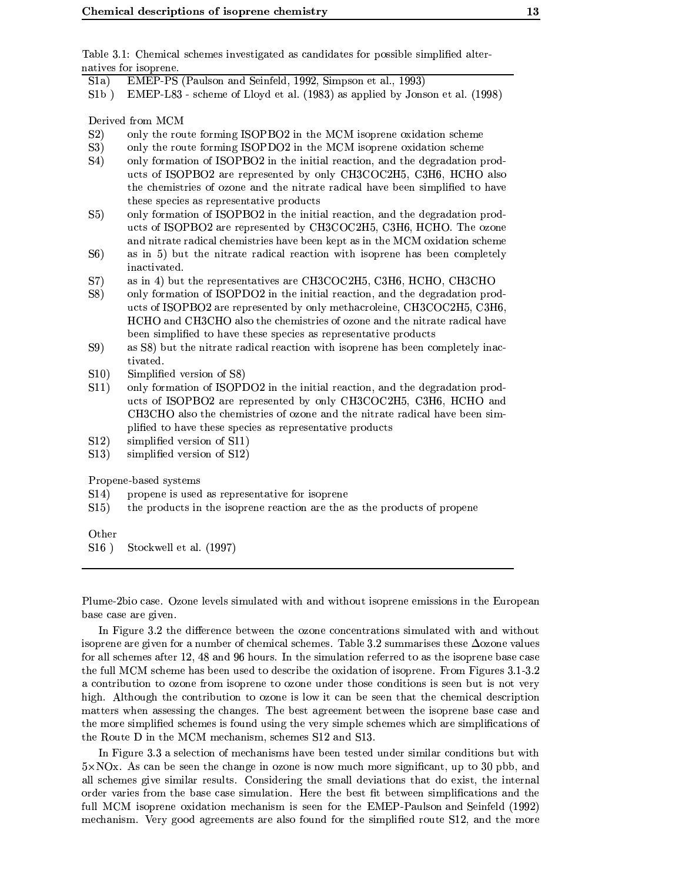Table 3.1: Chemical schemes investigated as candidates for possible simplified alternatives for isoprene.

| | |
|---|---|
| S1a) | EMEP-PS (Paulson and Seinfeld, 1992, Simpson et al., 1993) |
| S1b ) | EMEP-L83 - scheme of Lloyd et al. (1983) as applied by Jonson et al. (1998) |
| | |
| Derived from MCM | |
| S2) | only the route forming ISOPBO2 in the MCM isoprene oxidation scheme |
| S3) | only the route forming ISOPDO2 in the MCM isoprene oxidation scheme |
| S4) | only formation of ISOPBO2 in the initial reaction, and the degradation products of ISOPBO2 are represented by only CH3COC2H5, C3H6, HCHO also the chemistries of ozone and the nitrate radical have been simplified to have these species as representative products |
| S5) | only formation of ISOPBO2 in the initial reaction, and the degradation products of ISOPBO2 are represented by CH3COC2H5, C3H6, HCHO. The ozone and nitrate radical chemistries have been kept as in the MCM oxidation scheme |
| S6) | as in 5) but the nitrate radical reaction with isoprene has been completely inactivated. |
| S7) | as in 4) but the representatives are CH3COC2H5, C3H6, HCHO, CH3CHO |
| S8) | only formation of ISOPDO2 in the initial reaction, and the degradation products of ISOPBO2 are represented by only methacroleine, CH3COC2H5, C3H6, HCHO and CH3CHO also the chemistries of ozone and the nitrate radical have been simplified to have these species as representative products |
| S9) | as S8) but the nitrate radical reaction with isoprene has been completely inactivated. |
| S10) | Simplified version of S8) |
| S11) | only formation of ISOPDO2 in the initial reaction, and the degradation products of ISOPBO2 are represented by only CH3COC2H5, C3H6, HCHO and CH3CHO also the chemistries of ozone and the nitrate radical have been simplified to have these species as representative products |
| S12) | simplified version of S11) |
| S13) | simplified version of S12) |
| | |
| Propene-based systems | |
| S14) | propene is used as representative for isoprene |
| S15) | the products in the isoprene reaction are the as the products of propene |
| | |
| Other | |
| S16 ) | Stockwell et al. (1997) |

Plume-2bio case. Ozone levels simulated with and without isoprene emissions in the European base case are given.

In Figure 3.2 the difference between the ozone concentrations simulated with and without isoprene are given for a number of chemical schemes. Table 3.2 summarises these $\Delta$ozone values for all schemes after 12, 48 and 96 hours. In the simulation referred to as the isoprene base case the full MCM scheme has been used to describe the oxidation of isoprene. From Figures 3.1-3.2 a contribution to ozone from isoprene to ozone under those conditions is seen but is not very high. Although the contribution to ozone is low it can be seen that the chemical description matters when assessing the changes. The best agreement between the isoprene base case and the more simplified schemes is found using the very simple schemes which are simplifications of the Route D in the MCM mechanism, schemes S12 and S13.

In Figure 3.3 a selection of mechanisms have been tested under similar conditions but with $5\times$NOx. As can be seen the change in ozone is now much more significant, up to 30 pbb, and all schemes give similar results. Considering the small deviations that do exist, the internal order varies from the base case simulation. Here the best fit between simplifications and the full MCM isoprene oxidation mechanism is seen for the EMEP-Paulson and Seinfeld (1992) mechanism. Very good agreements are also found for the simplified route S12, and the more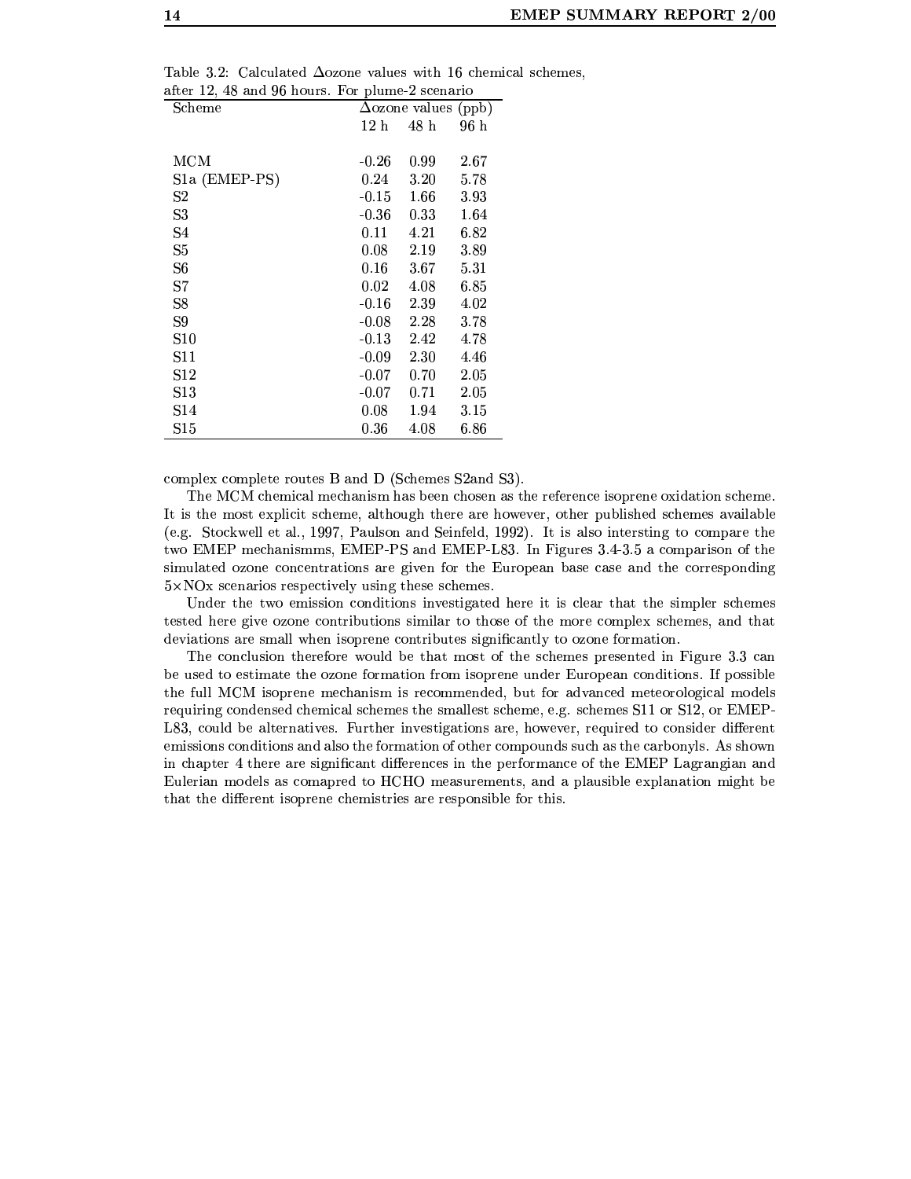Table 3.2: Calculated Δozone values with 16 chemical schemes, after 12, 48 and 96 hours. For plume-2 scenario

| Scheme | Δozone values (ppb) | | |
|---|---|---|---|
| | 12 h | 48 h | 96 h |
| MCM | -0.26 | 0.99 | 2.67 |
| S1a (EMEP-PS) | 0.24 | 3.20 | 5.78 |
| S2 | -0.15 | 1.66 | 3.93 |
| S3 | -0.36 | 0.33 | 1.64 |
| S4 | 0.11 | 4.21 | 6.82 |
| S5 | 0.08 | 2.19 | 3.89 |
| S6 | 0.16 | 3.67 | 5.31 |
| S7 | 0.02 | 4.08 | 6.85 |
| S8 | -0.16 | 2.39 | 4.02 |
| S9 | -0.08 | 2.28 | 3.78 |
| S10 | -0.13 | 2.42 | 4.78 |
| S11 | -0.09 | 2.30 | 4.46 |
| S12 | -0.07 | 0.70 | 2.05 |
| S13 | -0.07 | 0.71 | 2.05 |
| S14 | 0.08 | 1.94 | 3.15 |
| S15 | 0.36 | 4.08 | 6.86 |

complex complete routes B and D (Schemes S2and S3).

The MCM chemical mechanism has been chosen as the reference isoprene oxidation scheme. It is the most explicit scheme, although there are however, other published schemes available (e.g. Stockwell et al., 1997, Paulson and Seinfeld, 1992). It is also intersting to compare the two EMEP mechanismms, EMEP-PS and EMEP-L83. In Figures 3.4-3.5 a comparison of the simulated ozone concentrations are given for the European base case and the corresponding 5×NOx scenarios respectively using these schemes.

Under the two emission conditions investigated here it is clear that the simpler schemes tested here give ozone contributions similar to those of the more complex schemes, and that deviations are small when isoprene contributes significantly to ozone formation.

The conclusion therefore would be that most of the schemes presented in Figure 3.3 can be used to estimate the ozone formation from isoprene under European conditions. If possible the full MCM isoprene mechanism is recommended, but for advanced meteorological models requiring condensed chemical schemes the smallest scheme, e.g. schemes S11 or S12, or EMEP-L83, could be alternatives. Further investigations are, however, required to consider different emissions conditions and also the formation of other compounds such as the carbonyls. As shown in chapter 4 there are significant differences in the performance of the EMEP Lagrangian and Eulerian models as comapred to HCHO measurements, and a plausible explanation might be that the different isoprene chemistries are responsible for this.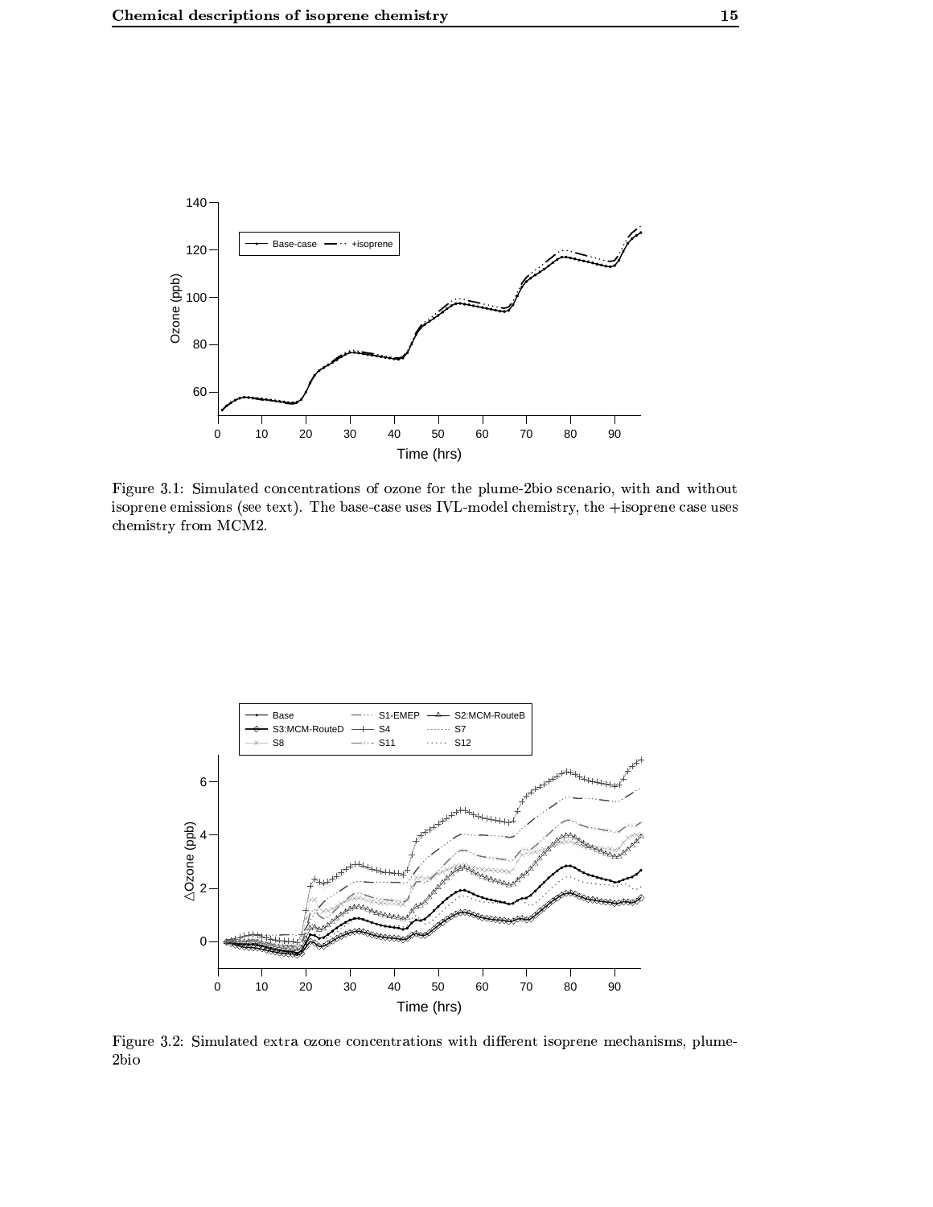Figure 3.1: Simulated concentrations of ozone for the plume-2bio scenario, with and without isoprene emissions (see text). The base-case uses IVL-model chemistry, the +isoprene case uses chemistry from MCM2.

Figure 3.2: Simulated extra ozone concentrations with different isoprene mechanisms, plume-2bio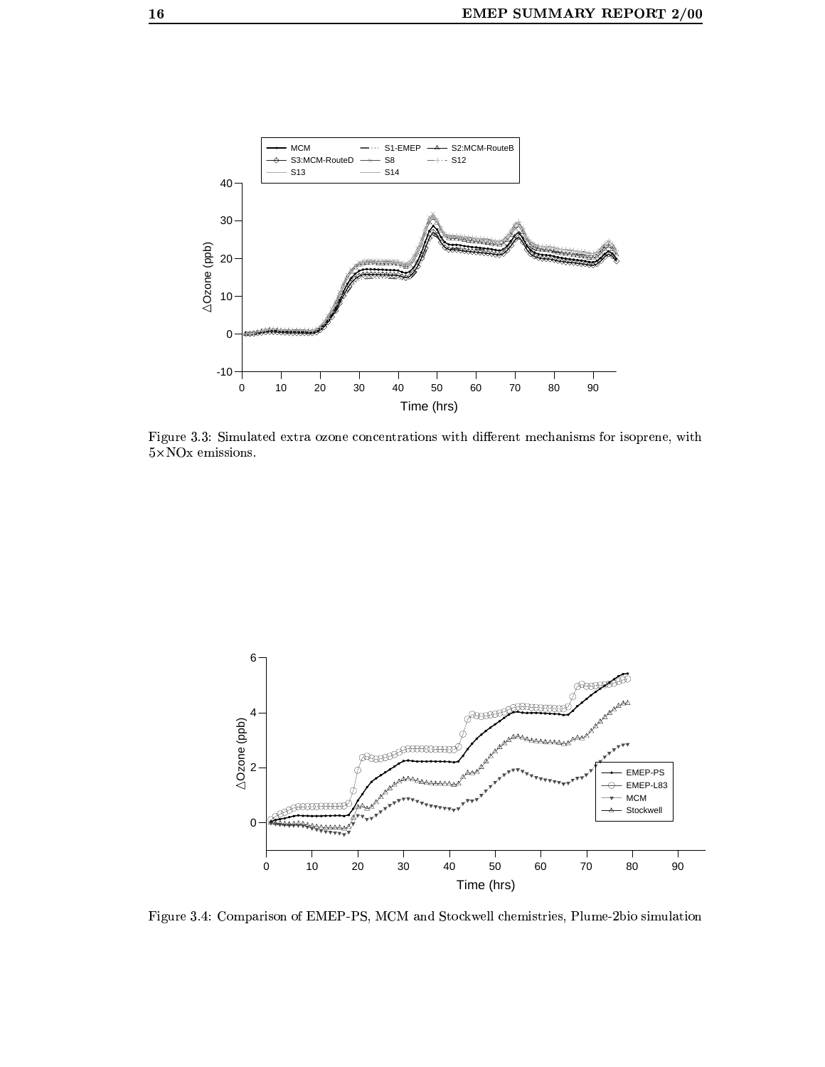Figure 3.3: Simulated extra ozone concentrations with different mechanisms for isoprene, with 5×NOx emissions.

Figure 3.4: Comparison of EMEP-PS, MCM and Stockwell chemistries, Plume-2bio simulation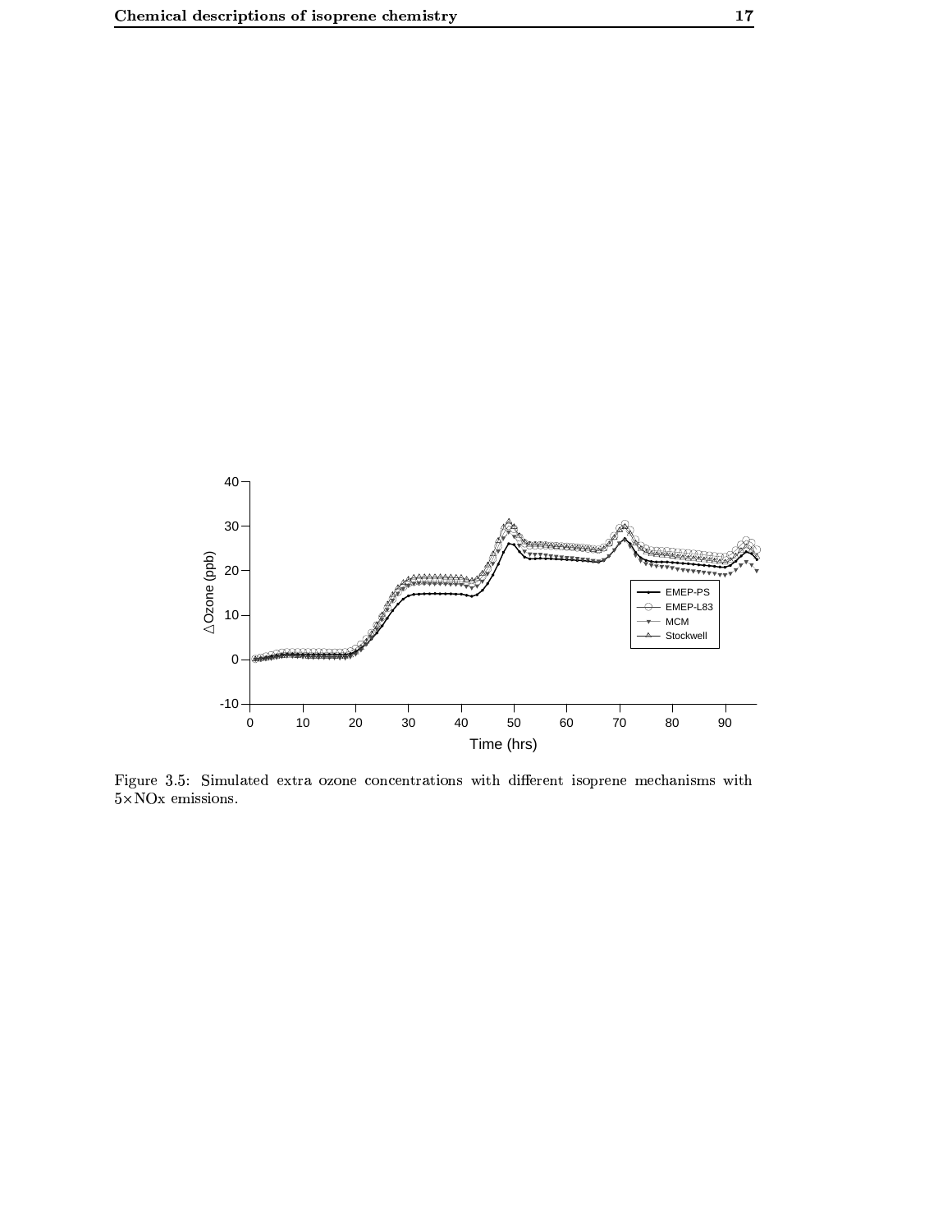Figure 3.5: Simulated extra ozone concentrations with different isoprene mechanisms with $5\times$NOx emissions.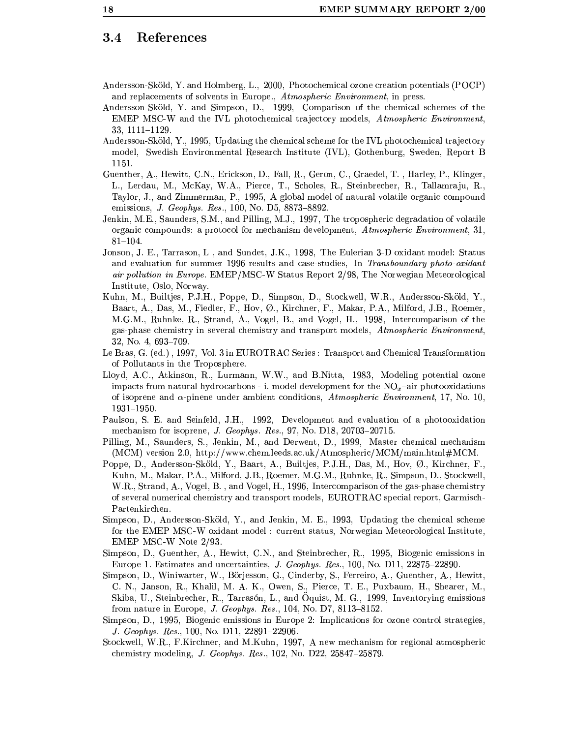## 3.4 References

Andersson-Sköld, Y. and Holmberg, L., 2000, Photochemical ozone creation potentials (POCP) and replacements of solvents in Europe., *Atmospheric Environment*, in press.

Andersson-Sköld, Y. and Simpson, D., 1999, Comparison of the chemical schemes of the EMEP MSC-W and the IVL photochemical trajectory models, *Atmospheric Environment*, 33, 1111–1129.

Andersson-Sköld, Y., 1995, Updating the chemical scheme for the IVL photochemical trajectory model, Swedish Environmental Research Institute (IVL), Gothenburg, Sweden, Report B 1151.

Guenther, A., Hewitt, C.N., Erickson, D., Fall, R., Geron, C., Graedel, T. , Harley, P., Klinger, L., Lerdau, M., McKay, W.A., Pierce, T., Scholes, R., Steinbrecher, R., Tallamraju, R., Taylor, J., and Zimmerman, P., 1995, A global model of natural volatile organic compound emissions, *J. Geophys. Res.*, 100, No. D5, 8873–8892.

Jenkin, M.E., Saunders, S.M., and Pilling, M.J., 1997, The tropospheric degradation of volatile organic compounds: a protocol for mechanism development, *Atmospheric Environment*, 31, 81–104.

Jonson, J. E., Tarrason, L , and Sundet, J.K., 1998, The Eulerian 3-D oxidant model: Status and evaluation for summer 1996 results and case-studies, In *Transboundary photo-oxidant air pollution in Europe.* EMEP/MSC-W Status Report 2/98, The Norwegian Meteorological Institute, Oslo, Norway.

Kuhn, M., Builtjes, P.J.H., Poppe, D., Simpson, D., Stockwell, W.R., Andersson-Sköld, Y., Baart, A., Das, M., Fiedler, F., Hov, Ø., Kirchner, F., Makar, P.A., Milford, J.B., Roemer, M.G.M., Ruhnke, R., Strand, A., Vogel, B., and Vogel, H., 1998, Intercomparison of the gas-phase chemistry in several chemistry and transport models, *Atmospheric Environment*, 32, No. 4, 693–709.

Le Bras, G. (ed.) , 1997, Vol. 3 in EUROTRAC Series : Transport and Chemical Transformation of Pollutants in the Troposphere.

Lloyd, A.C., Atkinson, R., Lurmann, W.W., and B.Nitta, 1983, Modeling potential ozone impacts from natural hydrocarbons - i. model development for the $NO_x$–air photooxidations of isoprene and $\alpha$-pinene under ambient conditions, *Atmospheric Environment*, 17, No. 10, 1931–1950.

Paulson, S. E. and Seinfeld, J.H., 1992, Development and evaluation of a photooxidation mechanism for isoprene, *J. Geophys. Res.*, 97, No. D18, 20703–20715.

Pilling, M., Saunders, S., Jenkin, M., and Derwent, D., 1999, Master chemical mechanism (MCM) version 2.0, http://www.chem.leeds.ac.uk/Atmospheric/MCM/main.html#MCM.

Poppe, D., Andersson-Sköld, Y., Baart, A., Builtjes, P.J.H., Das, M., Hov, Ø., Kirchner, F., Kuhn, M., Makar, P.A., Milford, J.B., Roemer, M.G.M., Ruhnke, R., Simpson, D., Stockwell, W.R., Strand, A., Vogel, B. , and Vogel, H., 1996, Intercomparison of the gas-phase chemistry of several numerical chemistry and transport models, EUROTRAC special report, Garmisch-Partenkirchen.

Simpson, D., Andersson-Sköld, Y., and Jenkin, M. E., 1993, Updating the chemical scheme for the EMEP MSC-W oxidant model : current status, Norwegian Meteorological Institute, EMEP MSC-W Note 2/93.

Simpson, D., Guenther, A., Hewitt, C.N., and Steinbrecher, R., 1995, Biogenic emissions in Europe 1. Estimates and uncertainties, *J. Geophys. Res.*, 100, No. D11, 22875–22890.

Simpson, D., Winiwarter, W., Börjesson, G., Cinderby, S., Ferreiro, A., Guenther, A., Hewitt, C. N., Janson, R., Khalil, M. A. K., Owen, S., Pierce, T. E., Puxbaum, H., Shearer, M., Skiba, U., Steinbrecher, R., Tarrasón, L., and Öquist, M. G., 1999, Inventorying emissions from nature in Europe, *J. Geophys. Res.*, 104, No. D7, 8113–8152.

Simpson, D., 1995, Biogenic emissions in Europe 2: Implications for ozone control strategies, *J. Geophys. Res.*, 100, No. D11, 22891–22906.

Stockwell, W.R., F.Kirchner, and M.Kuhn, 1997, A new mechanism for regional atmospheric chemistry modeling, *J. Geophys. Res.*, 102, No. D22, 25847–25879.